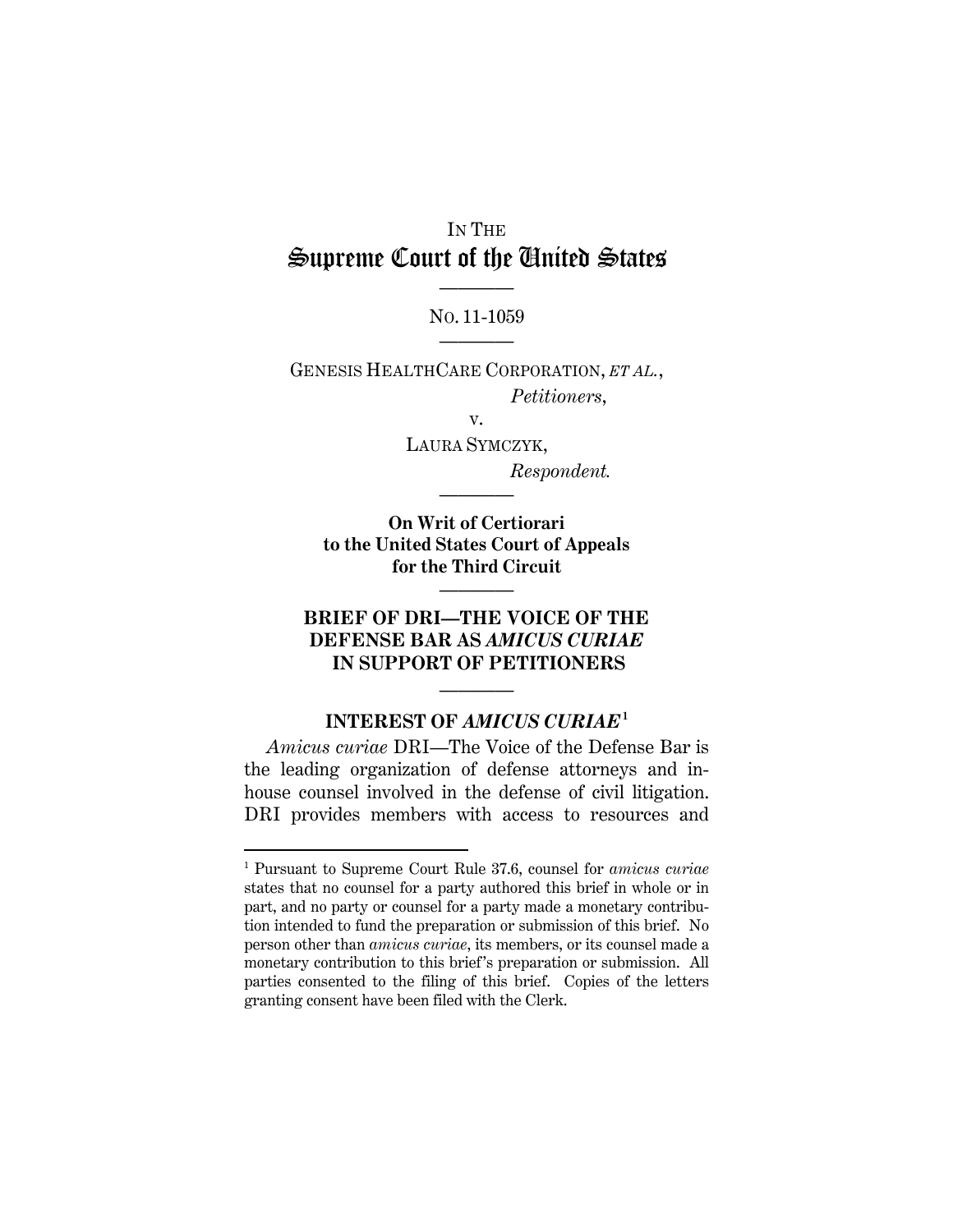IN THE
# Supreme Court of the United States

————

NO. 11-1059

————

GENESIS HEALTHCARE CORPORATION, *ET AL.*,
*Petitioners*,

v.

LAURA SYMCZYK,
*Respondent.*

————

**On Writ of Certiorari to the United States Court of Appeals for the Third Circuit**

————

## BRIEF OF DRI—THE VOICE OF THE DEFENSE BAR AS *AMICUS CURIAE* IN SUPPORT OF PETITIONERS

————

### INTEREST OF *AMICUS CURIAE*[1]

*Amicus curiae* DRI—The Voice of the Defense Bar is the leading organization of defense attorneys and in-house counsel involved in the defense of civil litigation. DRI provides members with access to resources and

---

[1] Pursuant to Supreme Court Rule 37.6, counsel for *amicus curiae* states that no counsel for a party authored this brief in whole or in part, and no party or counsel for a party made a monetary contribution intended to fund the preparation or submission of this brief. No person other than *amicus curiae*, its members, or its counsel made a monetary contribution to this brief's preparation or submission. All parties consented to the filing of this brief. Copies of the letters granting consent have been filed with the Clerk.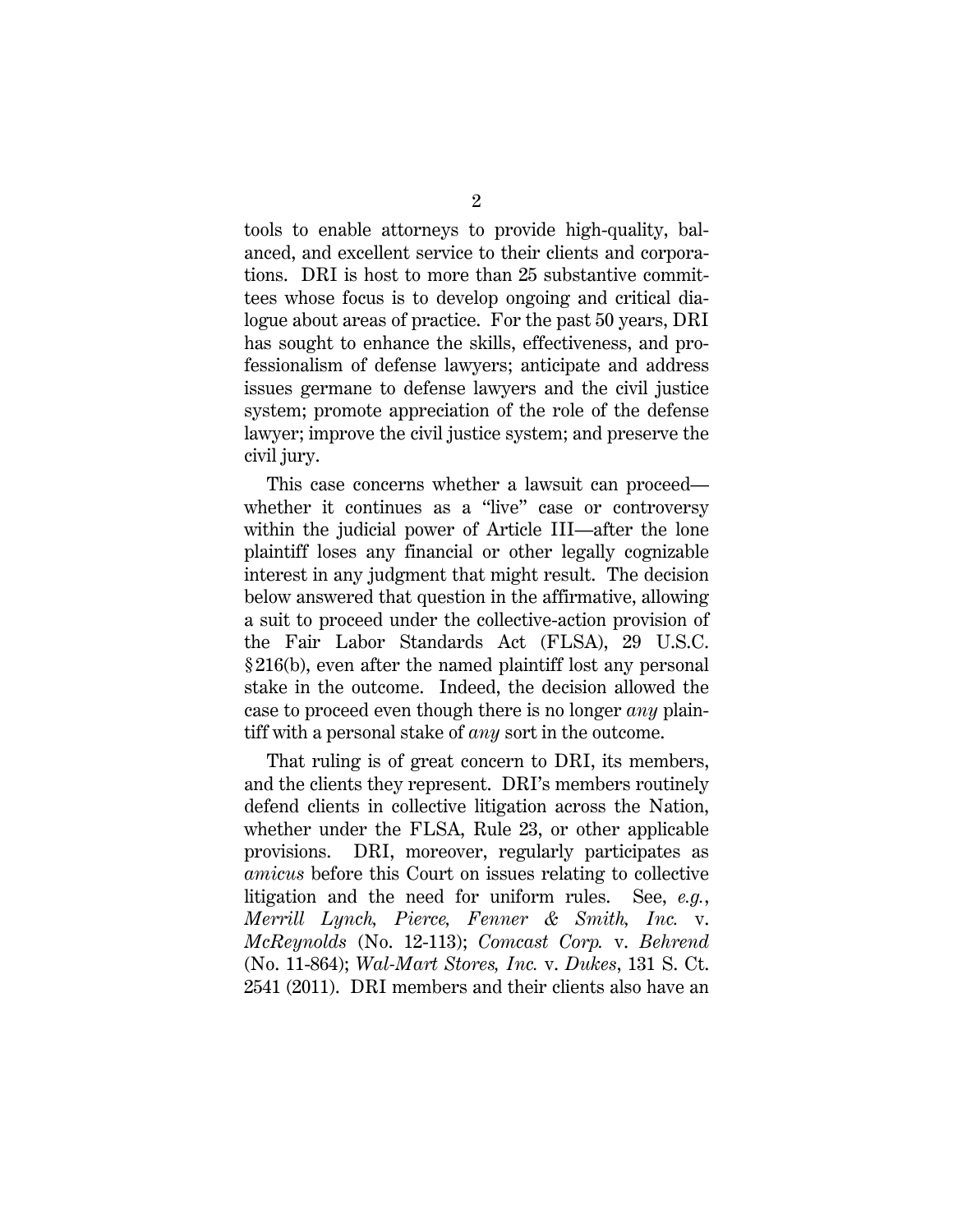tools to enable attorneys to provide high-quality, balanced, and excellent service to their clients and corporations. DRI is host to more than 25 substantive committees whose focus is to develop ongoing and critical dialogue about areas of practice. For the past 50 years, DRI has sought to enhance the skills, effectiveness, and professionalism of defense lawyers; anticipate and address issues germane to defense lawyers and the civil justice system; promote appreciation of the role of the defense lawyer; improve the civil justice system; and preserve the civil jury.

This case concerns whether a lawsuit can proceed—whether it continues as a "live" case or controversy within the judicial power of Article III—after the lone plaintiff loses any financial or other legally cognizable interest in any judgment that might result. The decision below answered that question in the affirmative, allowing a suit to proceed under the collective-action provision of the Fair Labor Standards Act (FLSA), 29 U.S.C. §216(b), even after the named plaintiff lost any personal stake in the outcome. Indeed, the decision allowed the case to proceed even though there is no longer *any* plaintiff with a personal stake of *any* sort in the outcome.

That ruling is of great concern to DRI, its members, and the clients they represent. DRI's members routinely defend clients in collective litigation across the Nation, whether under the FLSA, Rule 23, or other applicable provisions. DRI, moreover, regularly participates as *amicus* before this Court on issues relating to collective litigation and the need for uniform rules. See, *e.g.*, *Merrill Lynch, Pierce, Fenner & Smith, Inc.* v. *McReynolds* (No. 12-113); *Comcast Corp.* v. *Behrend* (No. 11-864); *Wal-Mart Stores, Inc.* v. *Dukes*, 131 S. Ct. 2541 (2011). DRI members and their clients also have an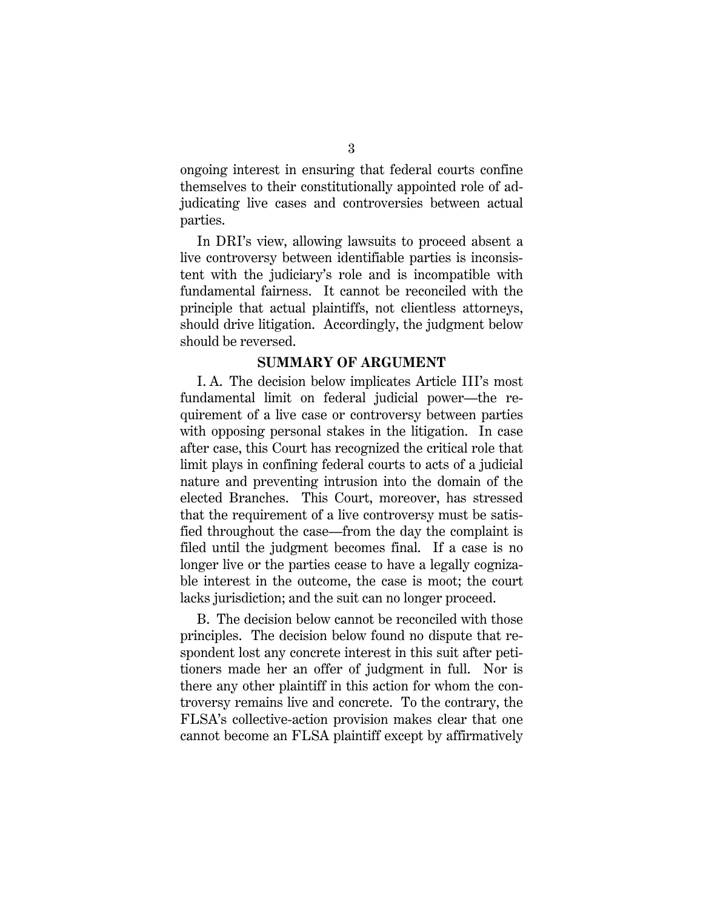ongoing interest in ensuring that federal courts confine themselves to their constitutionally appointed role of adjudicating live cases and controversies between actual parties.

In DRI's view, allowing lawsuits to proceed absent a live controversy between identifiable parties is inconsistent with the judiciary's role and is incompatible with fundamental fairness. It cannot be reconciled with the principle that actual plaintiffs, not clientless attorneys, should drive litigation. Accordingly, the judgment below should be reversed.

## SUMMARY OF ARGUMENT

I. A. The decision below implicates Article III's most fundamental limit on federal judicial power—the requirement of a live case or controversy between parties with opposing personal stakes in the litigation. In case after case, this Court has recognized the critical role that limit plays in confining federal courts to acts of a judicial nature and preventing intrusion into the domain of the elected Branches. This Court, moreover, has stressed that the requirement of a live controversy must be satisfied throughout the case—from the day the complaint is filed until the judgment becomes final. If a case is no longer live or the parties cease to have a legally cognizable interest in the outcome, the case is moot; the court lacks jurisdiction; and the suit can no longer proceed.

B. The decision below cannot be reconciled with those principles. The decision below found no dispute that respondent lost any concrete interest in this suit after petitioners made her an offer of judgment in full. Nor is there any other plaintiff in this action for whom the controversy remains live and concrete. To the contrary, the FLSA's collective-action provision makes clear that one cannot become an FLSA plaintiff except by affirmatively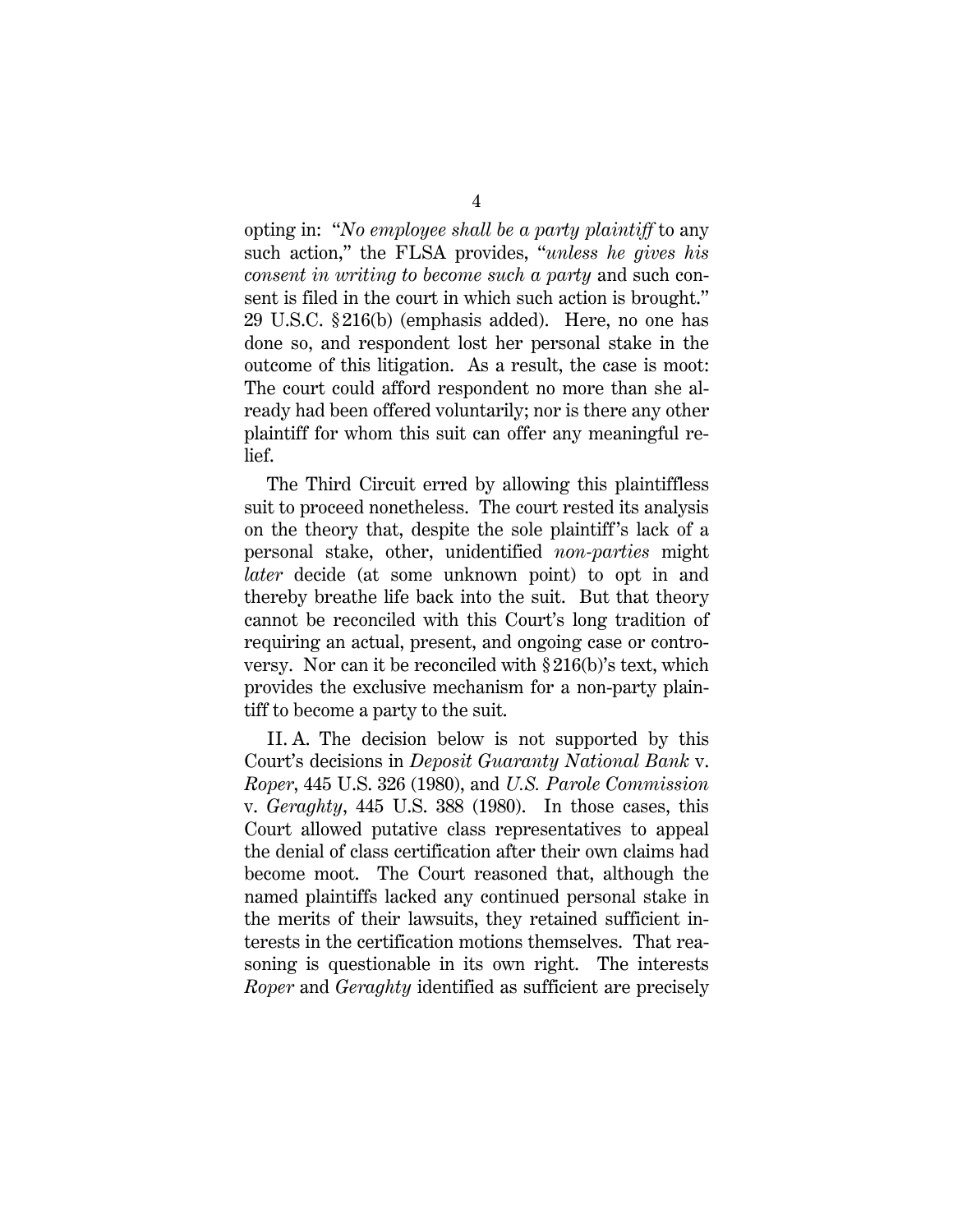opting in: "*No employee shall be a party plaintiff* to any such action," the FLSA provides, "*unless he gives his consent in writing to become such a party* and such consent is filed in the court in which such action is brought." 29 U.S.C. §216(b) (emphasis added). Here, no one has done so, and respondent lost her personal stake in the outcome of this litigation. As a result, the case is moot: The court could afford respondent no more than she already had been offered voluntarily; nor is there any other plaintiff for whom this suit can offer any meaningful relief.

The Third Circuit erred by allowing this plaintiffless suit to proceed nonetheless. The court rested its analysis on the theory that, despite the sole plaintiff's lack of a personal stake, other, unidentified *non-parties* might *later* decide (at some unknown point) to opt in and thereby breathe life back into the suit. But that theory cannot be reconciled with this Court's long tradition of requiring an actual, present, and ongoing case or controversy. Nor can it be reconciled with §216(b)'s text, which provides the exclusive mechanism for a non-party plaintiff to become a party to the suit.

II. A. The decision below is not supported by this Court's decisions in *Deposit Guaranty National Bank* v. *Roper*, 445 U.S. 326 (1980), and *U.S. Parole Commission* v. *Geraghty*, 445 U.S. 388 (1980). In those cases, this Court allowed putative class representatives to appeal the denial of class certification after their own claims had become moot. The Court reasoned that, although the named plaintiffs lacked any continued personal stake in the merits of their lawsuits, they retained sufficient interests in the certification motions themselves. That reasoning is questionable in its own right. The interests *Roper* and *Geraghty* identified as sufficient are precisely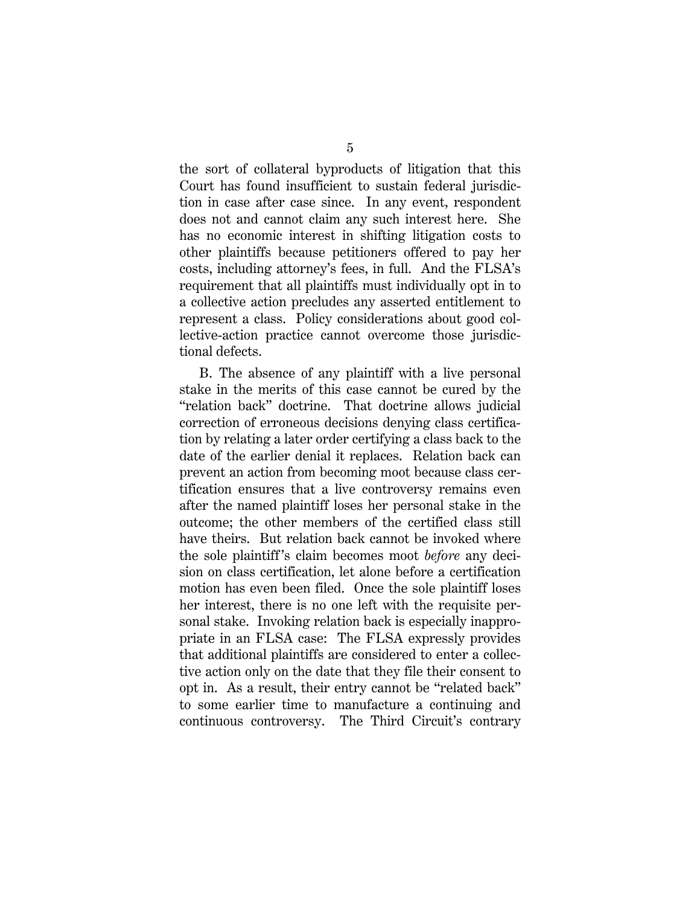the sort of collateral byproducts of litigation that this Court has found insufficient to sustain federal jurisdiction in case after case since. In any event, respondent does not and cannot claim any such interest here. She has no economic interest in shifting litigation costs to other plaintiffs because petitioners offered to pay her costs, including attorney's fees, in full. And the FLSA's requirement that all plaintiffs must individually opt in to a collective action precludes any asserted entitlement to represent a class. Policy considerations about good collective-action practice cannot overcome those jurisdictional defects.

B. The absence of any plaintiff with a live personal stake in the merits of this case cannot be cured by the "relation back" doctrine. That doctrine allows judicial correction of erroneous decisions denying class certification by relating a later order certifying a class back to the date of the earlier denial it replaces. Relation back can prevent an action from becoming moot because class certification ensures that a live controversy remains even after the named plaintiff loses her personal stake in the outcome; the other members of the certified class still have theirs. But relation back cannot be invoked where the sole plaintiff's claim becomes moot *before* any decision on class certification, let alone before a certification motion has even been filed. Once the sole plaintiff loses her interest, there is no one left with the requisite personal stake. Invoking relation back is especially inappropriate in an FLSA case: The FLSA expressly provides that additional plaintiffs are considered to enter a collective action only on the date that they file their consent to opt in. As a result, their entry cannot be "related back" to some earlier time to manufacture a continuing and continuous controversy. The Third Circuit's contrary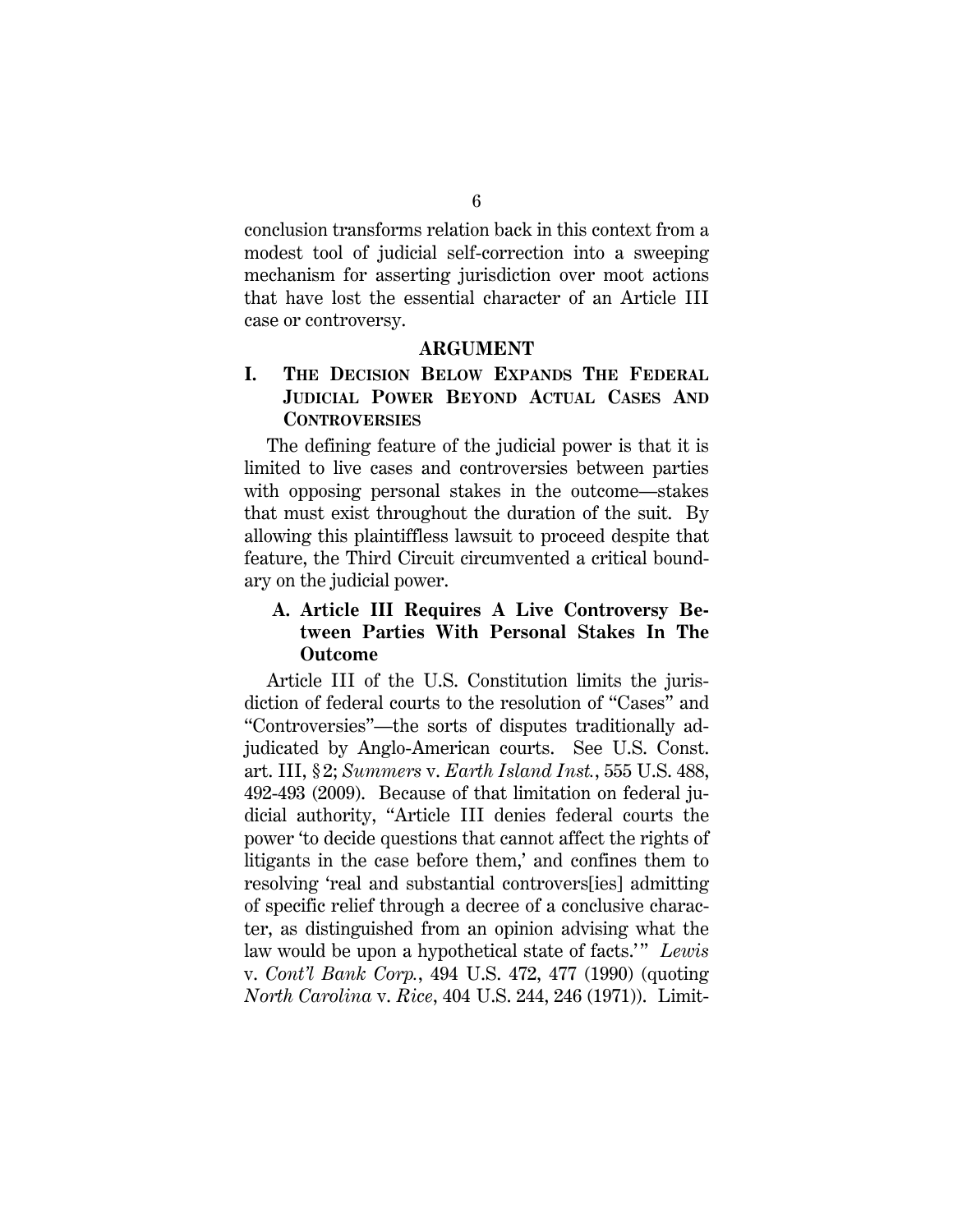conclusion transforms relation back in this context from a modest tool of judicial self-correction into a sweeping mechanism for asserting jurisdiction over moot actions that have lost the essential character of an Article III case or controversy.

## ARGUMENT

### I. THE DECISION BELOW EXPANDS THE FEDERAL JUDICIAL POWER BEYOND ACTUAL CASES AND CONTROVERSIES

The defining feature of the judicial power is that it is limited to live cases and controversies between parties with opposing personal stakes in the outcome—stakes that must exist throughout the duration of the suit. By allowing this plaintiffless lawsuit to proceed despite that feature, the Third Circuit circumvented a critical boundary on the judicial power.

#### A. Article III Requires A Live Controversy Between Parties With Personal Stakes In The Outcome

Article III of the U.S. Constitution limits the jurisdiction of federal courts to the resolution of "Cases" and "Controversies"—the sorts of disputes traditionally adjudicated by Anglo-American courts. See U.S. Const. art. III, § 2; *Summers* v. *Earth Island Inst.*, 555 U.S. 488, 492-493 (2009). Because of that limitation on federal judicial authority, "Article III denies federal courts the power 'to decide questions that cannot affect the rights of litigants in the case before them,' and confines them to resolving 'real and substantial controvers[ies] admitting of specific relief through a decree of a conclusive character, as distinguished from an opinion advising what the law would be upon a hypothetical state of facts.'" *Lewis* v. *Cont'l Bank Corp.*, 494 U.S. 472, 477 (1990) (quoting *North Carolina* v. *Rice*, 404 U.S. 244, 246 (1971)). Limit-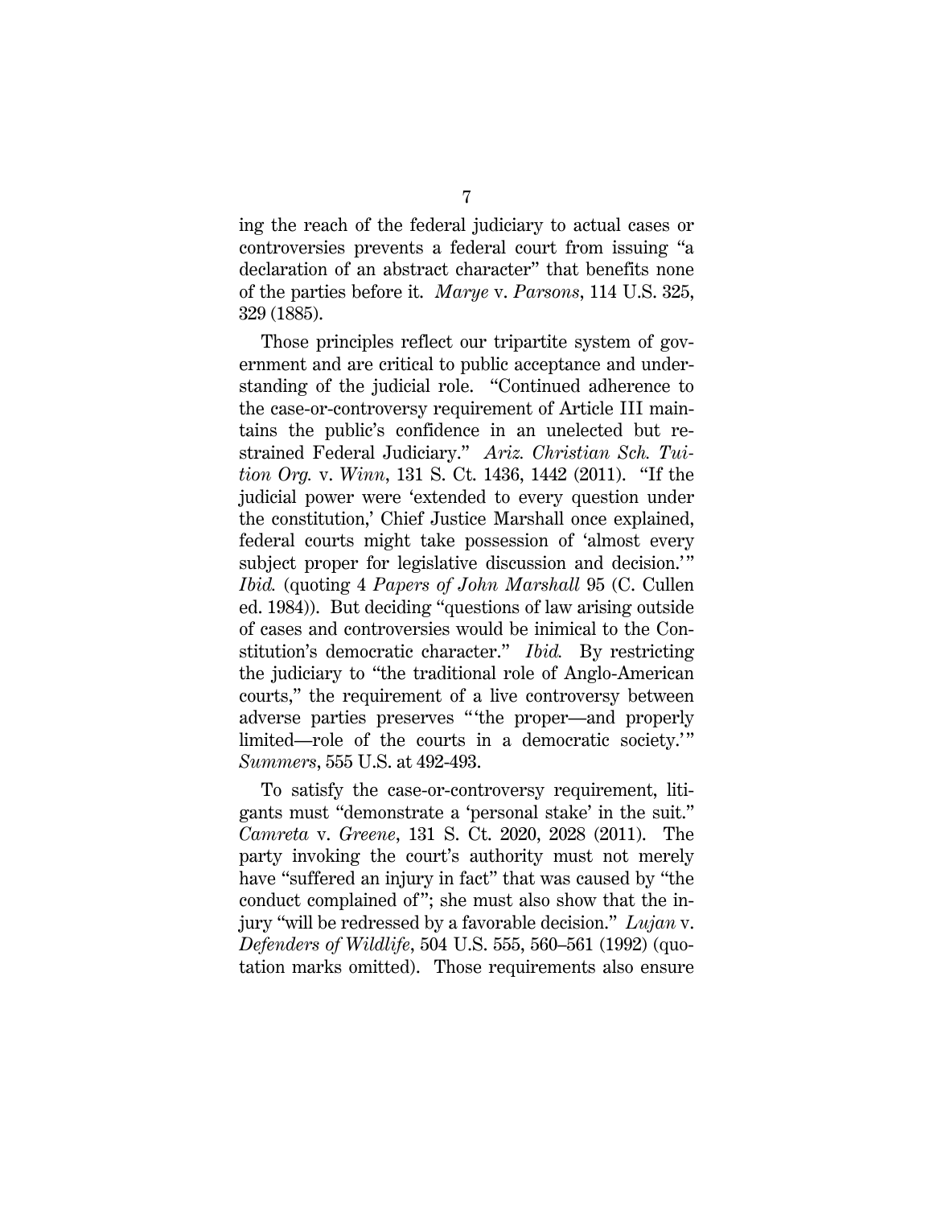ing the reach of the federal judiciary to actual cases or controversies prevents a federal court from issuing "a declaration of an abstract character" that benefits none of the parties before it. *Marye* v. *Parsons*, 114 U.S. 325, 329 (1885).

Those principles reflect our tripartite system of government and are critical to public acceptance and understanding of the judicial role. "Continued adherence to the case-or-controversy requirement of Article III maintains the public's confidence in an unelected but restrained Federal Judiciary." *Ariz. Christian Sch. Tuition Org.* v. *Winn*, 131 S. Ct. 1436, 1442 (2011). "If the judicial power were 'extended to every question under the constitution,' Chief Justice Marshall once explained, federal courts might take possession of 'almost every subject proper for legislative discussion and decision.'" *Ibid.* (quoting 4 *Papers of John Marshall* 95 (C. Cullen ed. 1984)). But deciding "questions of law arising outside of cases and controversies would be inimical to the Constitution's democratic character." *Ibid.* By restricting the judiciary to "the traditional role of Anglo-American courts," the requirement of a live controversy between adverse parties preserves "'the proper—and properly limited—role of the courts in a democratic society.'" *Summers*, 555 U.S. at 492-493.

To satisfy the case-or-controversy requirement, litigants must "demonstrate a 'personal stake' in the suit." *Camreta* v. *Greene*, 131 S. Ct. 2020, 2028 (2011). The party invoking the court's authority must not merely have "suffered an injury in fact" that was caused by "the conduct complained of"; she must also show that the injury "will be redressed by a favorable decision." *Lujan* v. *Defenders of Wildlife*, 504 U.S. 555, 560–561 (1992) (quotation marks omitted). Those requirements also ensure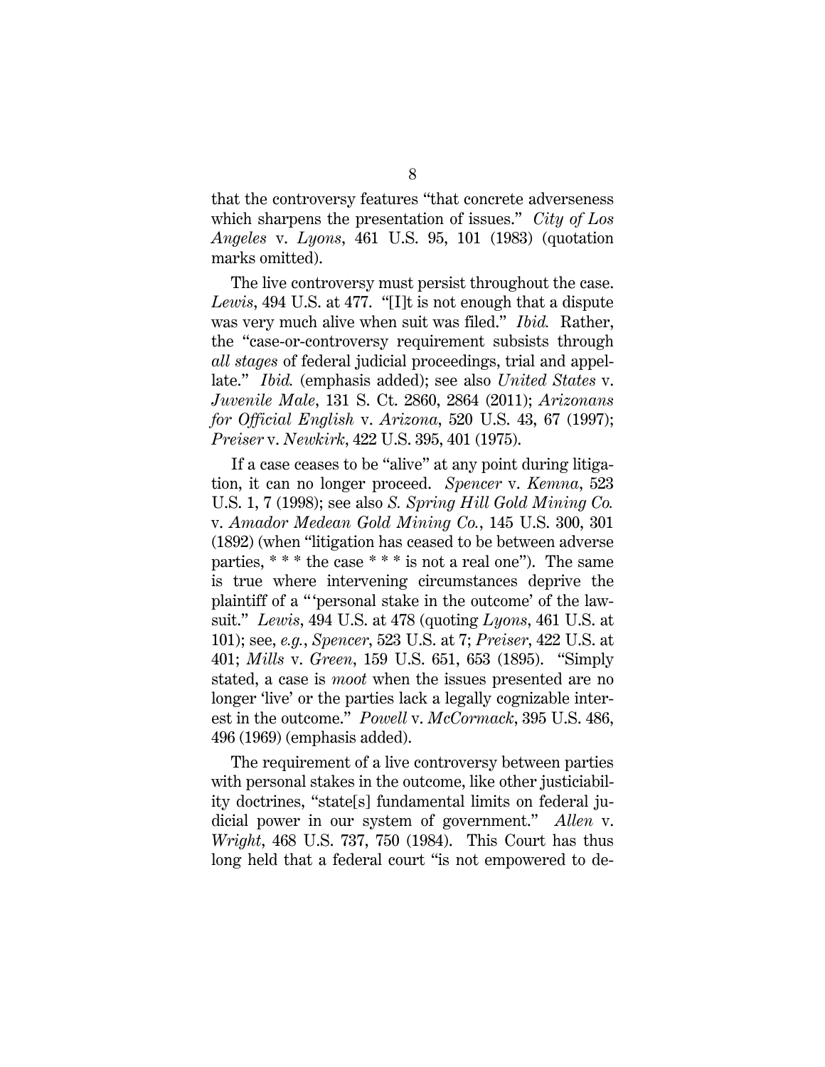that the controversy features "that concrete adverseness which sharpens the presentation of issues." *City of Los Angeles* v. *Lyons*, 461 U.S. 95, 101 (1983) (quotation marks omitted).

The live controversy must persist throughout the case. *Lewis*, 494 U.S. at 477. "[I]t is not enough that a dispute was very much alive when suit was filed." *Ibid.* Rather, the "case-or-controversy requirement subsists through *all stages* of federal judicial proceedings, trial and appellate." *Ibid.* (emphasis added); see also *United States* v. *Juvenile Male*, 131 S. Ct. 2860, 2864 (2011); *Arizonans for Official English* v. *Arizona*, 520 U.S. 43, 67 (1997); *Preiser* v. *Newkirk*, 422 U.S. 395, 401 (1975).

If a case ceases to be "alive" at any point during litigation, it can no longer proceed. *Spencer* v. *Kemna*, 523 U.S. 1, 7 (1998); see also *S. Spring Hill Gold Mining Co.* v. *Amador Medean Gold Mining Co.*, 145 U.S. 300, 301 (1892) (when "litigation has ceased to be between adverse parties, * * * the case * * * is not a real one"). The same is true where intervening circumstances deprive the plaintiff of a "'personal stake in the outcome' of the lawsuit." *Lewis*, 494 U.S. at 478 (quoting *Lyons*, 461 U.S. at 101); see, *e.g.*, *Spencer*, 523 U.S. at 7; *Preiser*, 422 U.S. at 401; *Mills* v. *Green*, 159 U.S. 651, 653 (1895). "Simply stated, a case is *moot* when the issues presented are no longer 'live' or the parties lack a legally cognizable interest in the outcome." *Powell* v. *McCormack*, 395 U.S. 486, 496 (1969) (emphasis added).

The requirement of a live controversy between parties with personal stakes in the outcome, like other justiciability doctrines, "state[s] fundamental limits on federal judicial power in our system of government." *Allen* v. *Wright*, 468 U.S. 737, 750 (1984). This Court has thus long held that a federal court "is not empowered to de-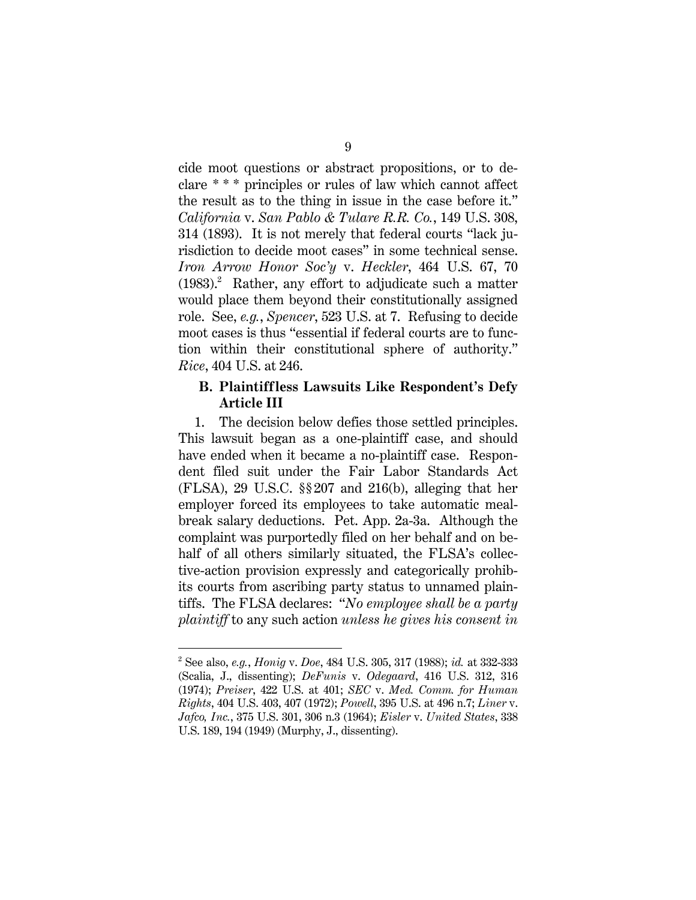cide moot questions or abstract propositions, or to declare * * * principles or rules of law which cannot affect the result as to the thing in issue in the case before it." *California* v. *San Pablo & Tulare R.R. Co.*, 149 U.S. 308, 314 (1893). It is not merely that federal courts "lack jurisdiction to decide moot cases" in some technical sense. *Iron Arrow Honor Soc'y* v. *Heckler*, 464 U.S. 67, 70 (1983).[2] Rather, any effort to adjudicate such a matter would place them beyond their constitutionally assigned role. See, *e.g.*, *Spencer*, 523 U.S. at 7. Refusing to decide moot cases is thus "essential if federal courts are to function within their constitutional sphere of authority." *Rice*, 404 U.S. at 246.

### B. Plaintiffless Lawsuits Like Respondent's Defy Article III

1. The decision below defies those settled principles. This lawsuit began as a one-plaintiff case, and should have ended when it became a no-plaintiff case. Respondent filed suit under the Fair Labor Standards Act (FLSA), 29 U.S.C. §§207 and 216(b), alleging that her employer forced its employees to take automatic meal-break salary deductions. Pet. App. 2a-3a. Although the complaint was purportedly filed on her behalf and on behalf of all others similarly situated, the FLSA's collective-action provision expressly and categorically prohibits its courts from ascribing party status to unnamed plaintiffs. The FLSA declares: "*No employee shall be a party plaintiff* to any such action *unless he gives his consent in*

---

[2] See also, *e.g.*, *Honig* v. *Doe*, 484 U.S. 305, 317 (1988); *id.* at 332-333 (Scalia, J., dissenting); *DeFunis* v. *Odegaard*, 416 U.S. 312, 316 (1974); *Preiser*, 422 U.S. at 401; *SEC* v. *Med. Comm. for Human Rights*, 404 U.S. 403, 407 (1972); *Powell*, 395 U.S. at 496 n.7; *Liner* v. *Jafco, Inc.*, 375 U.S. 301, 306 n.3 (1964); *Eisler* v. *United States*, 338 U.S. 189, 194 (1949) (Murphy, J., dissenting).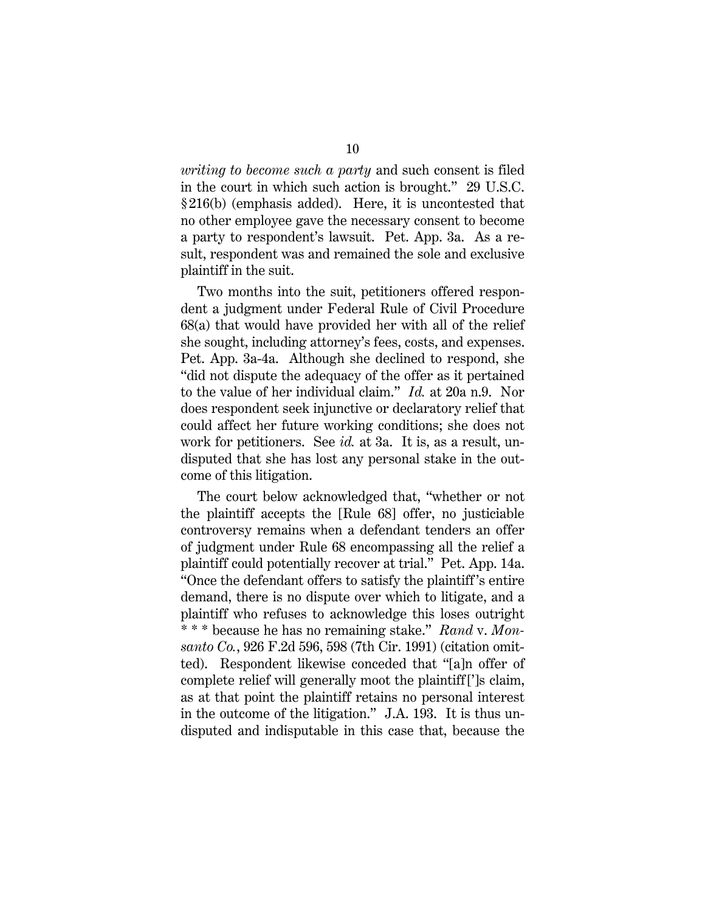*writing to become such a party* and such consent is filed in the court in which such action is brought." 29 U.S.C. §216(b) (emphasis added). Here, it is uncontested that no other employee gave the necessary consent to become a party to respondent's lawsuit. Pet. App. 3a. As a result, respondent was and remained the sole and exclusive plaintiff in the suit.

Two months into the suit, petitioners offered respondent a judgment under Federal Rule of Civil Procedure 68(a) that would have provided her with all of the relief she sought, including attorney's fees, costs, and expenses. Pet. App. 3a-4a. Although she declined to respond, she "did not dispute the adequacy of the offer as it pertained to the value of her individual claim." *Id.* at 20a n.9. Nor does respondent seek injunctive or declaratory relief that could affect her future working conditions; she does not work for petitioners. See *id.* at 3a. It is, as a result, undisputed that she has lost any personal stake in the outcome of this litigation.

The court below acknowledged that, "whether or not the plaintiff accepts the [Rule 68] offer, no justiciable controversy remains when a defendant tenders an offer of judgment under Rule 68 encompassing all the relief a plaintiff could potentially recover at trial." Pet. App. 14a. "Once the defendant offers to satisfy the plaintiff's entire demand, there is no dispute over which to litigate, and a plaintiff who refuses to acknowledge this loses outright * * * because he has no remaining stake." *Rand* v. *Monsanto Co.*, 926 F.2d 596, 598 (7th Cir. 1991) (citation omitted). Respondent likewise conceded that "[a]n offer of complete relief will generally moot the plaintiff[']s claim, as at that point the plaintiff retains no personal interest in the outcome of the litigation." J.A. 193. It is thus undisputed and indisputable in this case that, because the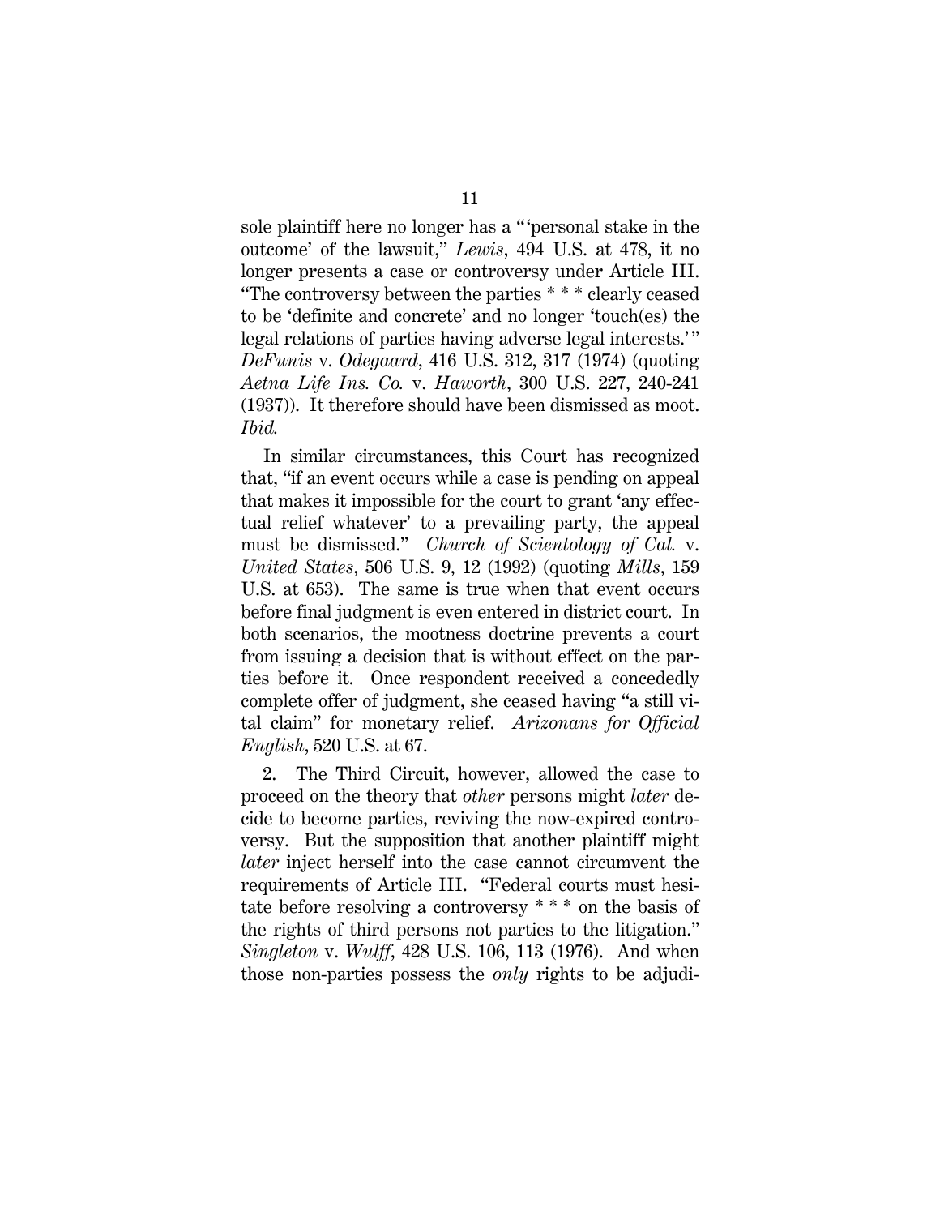sole plaintiff here no longer has a "'personal stake in the outcome' of the lawsuit," *Lewis*, 494 U.S. at 478, it no longer presents a case or controversy under Article III. "The controversy between the parties * * * clearly ceased to be 'definite and concrete' and no longer 'touch(es) the legal relations of parties having adverse legal interests.'" *DeFunis* v. *Odegaard*, 416 U.S. 312, 317 (1974) (quoting *Aetna Life Ins. Co.* v. *Haworth*, 300 U.S. 227, 240-241 (1937)). It therefore should have been dismissed as moot. *Ibid.*

In similar circumstances, this Court has recognized that, "if an event occurs while a case is pending on appeal that makes it impossible for the court to grant 'any effectual relief whatever' to a prevailing party, the appeal must be dismissed." *Church of Scientology of Cal.* v. *United States*, 506 U.S. 9, 12 (1992) (quoting *Mills*, 159 U.S. at 653). The same is true when that event occurs before final judgment is even entered in district court. In both scenarios, the mootness doctrine prevents a court from issuing a decision that is without effect on the parties before it. Once respondent received a concededly complete offer of judgment, she ceased having "a still vital claim" for monetary relief. *Arizonans for Official English*, 520 U.S. at 67.

2. The Third Circuit, however, allowed the case to proceed on the theory that *other* persons might *later* decide to become parties, reviving the now-expired controversy. But the supposition that another plaintiff might *later* inject herself into the case cannot circumvent the requirements of Article III. "Federal courts must hesitate before resolving a controversy * * * on the basis of the rights of third persons not parties to the litigation." *Singleton* v. *Wulff*, 428 U.S. 106, 113 (1976). And when those non-parties possess the *only* rights to be adjudi-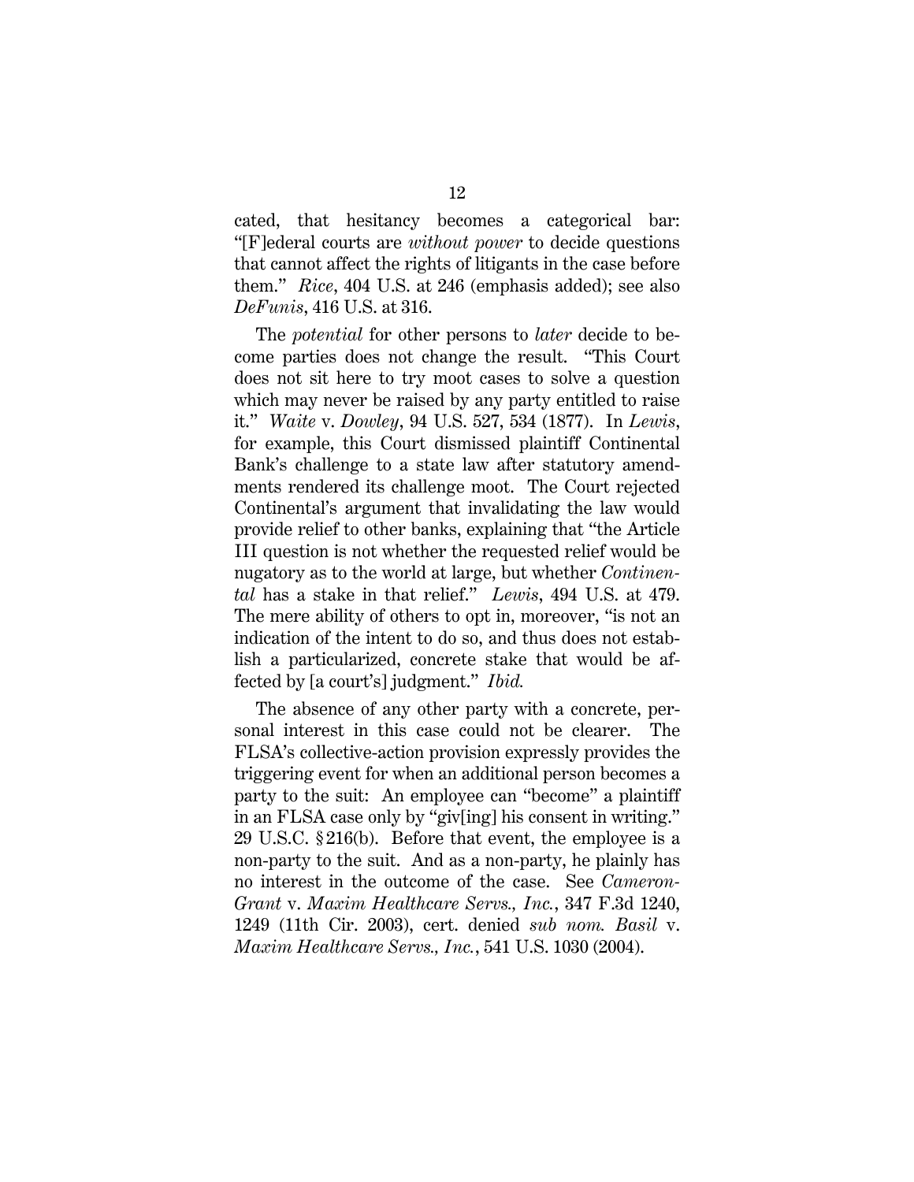cated, that hesitancy becomes a categorical bar: "[F]ederal courts are *without power* to decide questions that cannot affect the rights of litigants in the case before them." *Rice*, 404 U.S. at 246 (emphasis added); see also *DeFunis*, 416 U.S. at 316.

The *potential* for other persons to *later* decide to become parties does not change the result. "This Court does not sit here to try moot cases to solve a question which may never be raised by any party entitled to raise it." *Waite* v. *Dowley*, 94 U.S. 527, 534 (1877). In *Lewis*, for example, this Court dismissed plaintiff Continental Bank's challenge to a state law after statutory amendments rendered its challenge moot. The Court rejected Continental's argument that invalidating the law would provide relief to other banks, explaining that "the Article III question is not whether the requested relief would be nugatory as to the world at large, but whether *Continental* has a stake in that relief." *Lewis*, 494 U.S. at 479. The mere ability of others to opt in, moreover, "is not an indication of the intent to do so, and thus does not establish a particularized, concrete stake that would be affected by [a court's] judgment." *Ibid.*

The absence of any other party with a concrete, personal interest in this case could not be clearer. The FLSA's collective-action provision expressly provides the triggering event for when an additional person becomes a party to the suit: An employee can "become" a plaintiff in an FLSA case only by "giv[ing] his consent in writing." 29 U.S.C. § 216(b). Before that event, the employee is a non-party to the suit. And as a non-party, he plainly has no interest in the outcome of the case. See *Cameron-Grant* v. *Maxim Healthcare Servs., Inc.*, 347 F.3d 1240, 1249 (11th Cir. 2003), cert. denied *sub nom. Basil* v. *Maxim Healthcare Servs., Inc.*, 541 U.S. 1030 (2004).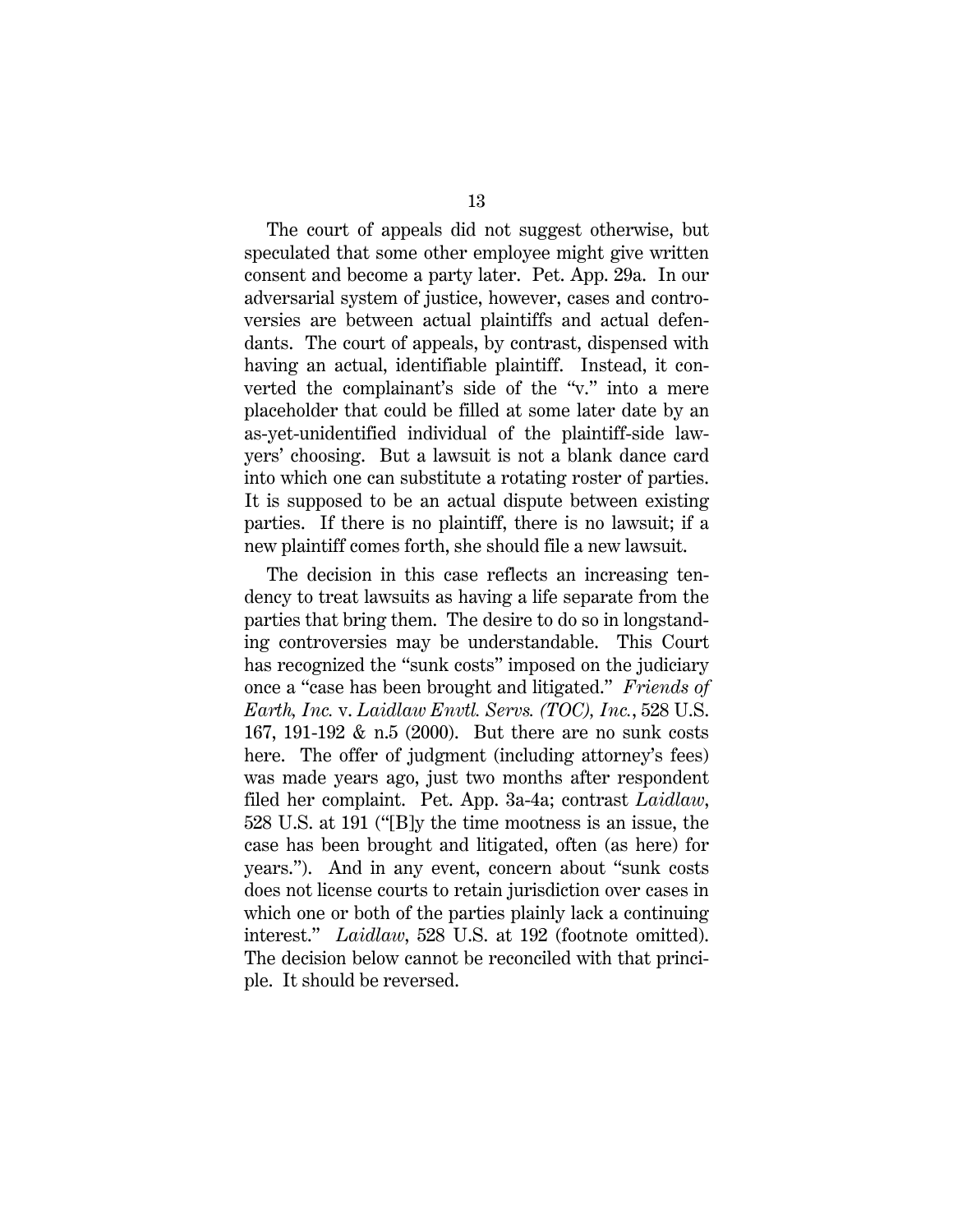The court of appeals did not suggest otherwise, but speculated that some other employee might give written consent and become a party later. Pet. App. 29a. In our adversarial system of justice, however, cases and controversies are between actual plaintiffs and actual defendants. The court of appeals, by contrast, dispensed with having an actual, identifiable plaintiff. Instead, it converted the complainant's side of the "v." into a mere placeholder that could be filled at some later date by an as-yet-unidentified individual of the plaintiff-side lawyers' choosing. But a lawsuit is not a blank dance card into which one can substitute a rotating roster of parties. It is supposed to be an actual dispute between existing parties. If there is no plaintiff, there is no lawsuit; if a new plaintiff comes forth, she should file a new lawsuit.

The decision in this case reflects an increasing tendency to treat lawsuits as having a life separate from the parties that bring them. The desire to do so in longstanding controversies may be understandable. This Court has recognized the "sunk costs" imposed on the judiciary once a "case has been brought and litigated." *Friends of Earth, Inc.* v. *Laidlaw Envtl. Servs. (TOC), Inc.*, 528 U.S. 167, 191-192 & n.5 (2000). But there are no sunk costs here. The offer of judgment (including attorney's fees) was made years ago, just two months after respondent filed her complaint. Pet. App. 3a-4a; contrast *Laidlaw*, 528 U.S. at 191 ("[B]y the time mootness is an issue, the case has been brought and litigated, often (as here) for years."). And in any event, concern about "sunk costs does not license courts to retain jurisdiction over cases in which one or both of the parties plainly lack a continuing interest." *Laidlaw*, 528 U.S. at 192 (footnote omitted). The decision below cannot be reconciled with that principle. It should be reversed.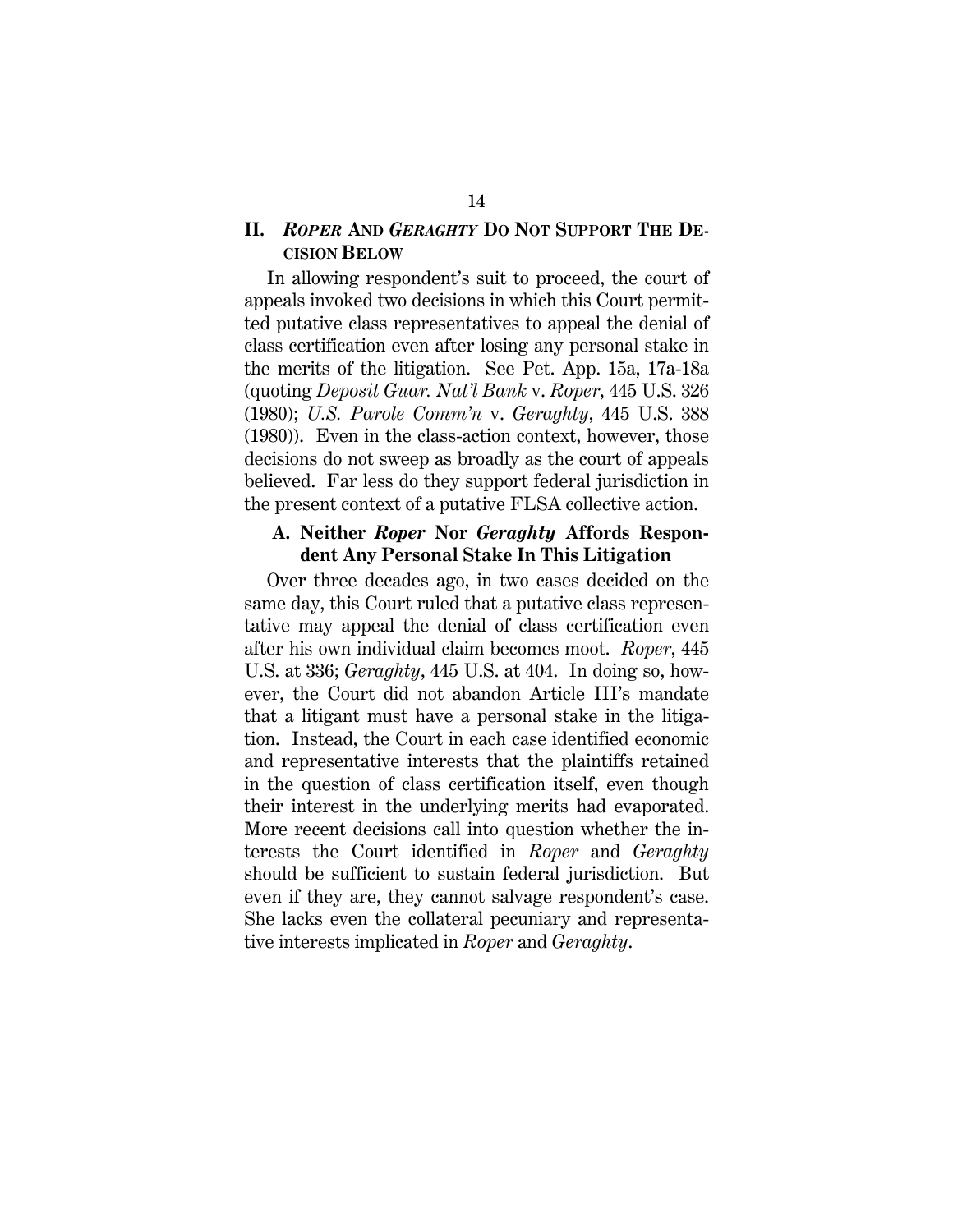## II. *ROPER* AND *GERAGHTY* DO NOT SUPPORT THE DECISION BELOW

In allowing respondent's suit to proceed, the court of appeals invoked two decisions in which this Court permitted putative class representatives to appeal the denial of class certification even after losing any personal stake in the merits of the litigation. See Pet. App. 15a, 17a-18a (quoting *Deposit Guar. Nat'l Bank* v. *Roper*, 445 U.S. 326 (1980); *U.S. Parole Comm'n* v. *Geraghty*, 445 U.S. 388 (1980)). Even in the class-action context, however, those decisions do not sweep as broadly as the court of appeals believed. Far less do they support federal jurisdiction in the present context of a putative FLSA collective action.

### A. Neither *Roper* Nor *Geraghty* Affords Respondent Any Personal Stake In This Litigation

Over three decades ago, in two cases decided on the same day, this Court ruled that a putative class representative may appeal the denial of class certification even after his own individual claim becomes moot. *Roper*, 445 U.S. at 336; *Geraghty*, 445 U.S. at 404. In doing so, however, the Court did not abandon Article III's mandate that a litigant must have a personal stake in the litigation. Instead, the Court in each case identified economic and representative interests that the plaintiffs retained in the question of class certification itself, even though their interest in the underlying merits had evaporated. More recent decisions call into question whether the interests the Court identified in *Roper* and *Geraghty* should be sufficient to sustain federal jurisdiction. But even if they are, they cannot salvage respondent's case. She lacks even the collateral pecuniary and representative interests implicated in *Roper* and *Geraghty*.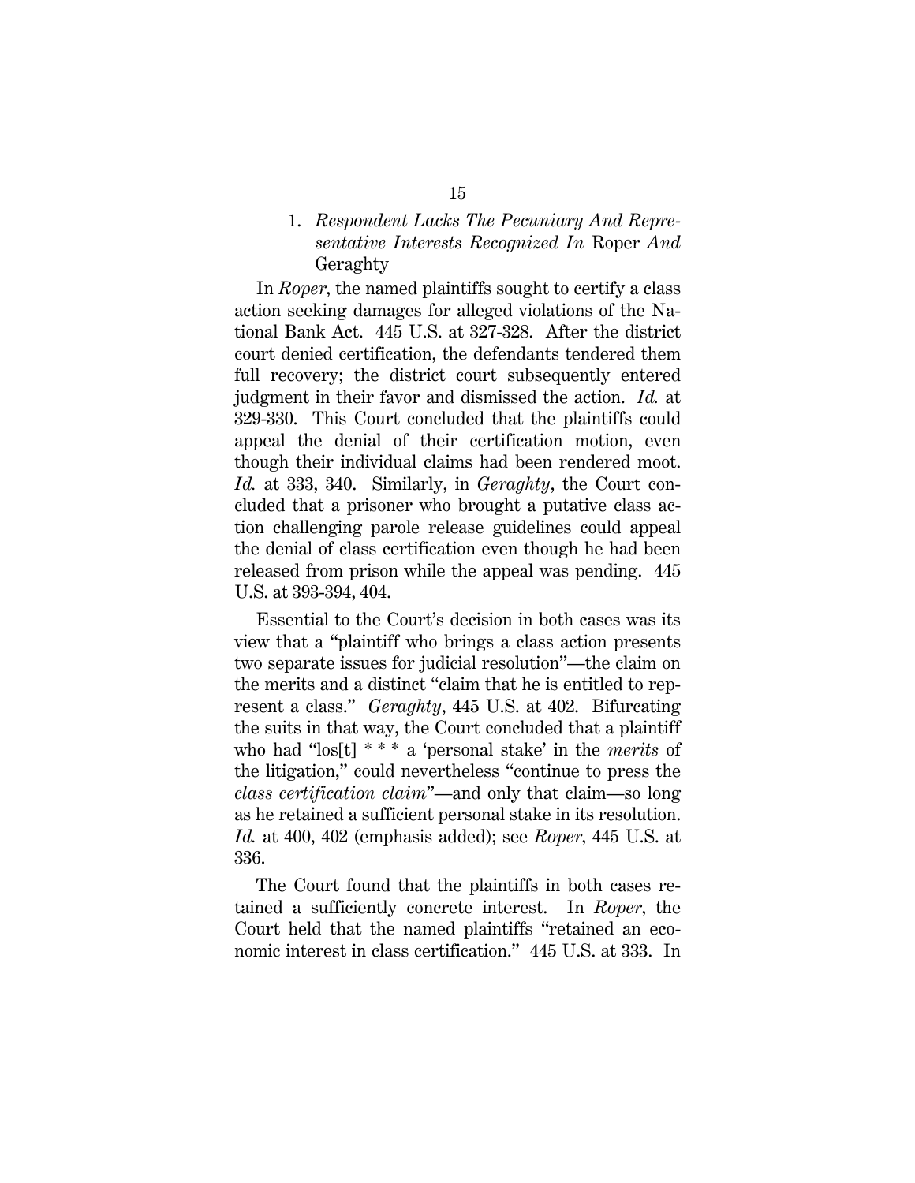### 1. *Respondent Lacks The Pecuniary And Representative Interests Recognized In* Roper *And* Geraghty

In *Roper*, the named plaintiffs sought to certify a class action seeking damages for alleged violations of the National Bank Act. 445 U.S. at 327-328. After the district court denied certification, the defendants tendered them full recovery; the district court subsequently entered judgment in their favor and dismissed the action. *Id.* at 329-330. This Court concluded that the plaintiffs could appeal the denial of their certification motion, even though their individual claims had been rendered moot. *Id.* at 333, 340. Similarly, in *Geraghty*, the Court concluded that a prisoner who brought a putative class action challenging parole release guidelines could appeal the denial of class certification even though he had been released from prison while the appeal was pending. 445 U.S. at 393-394, 404.

Essential to the Court's decision in both cases was its view that a "plaintiff who brings a class action presents two separate issues for judicial resolution"—the claim on the merits and a distinct "claim that he is entitled to represent a class." *Geraghty*, 445 U.S. at 402. Bifurcating the suits in that way, the Court concluded that a plaintiff who had "los[t] * * * a 'personal stake' in the *merits* of the litigation," could nevertheless "continue to press the *class certification claim*"—and only that claim—so long as he retained a sufficient personal stake in its resolution. *Id.* at 400, 402 (emphasis added); see *Roper*, 445 U.S. at 336.

The Court found that the plaintiffs in both cases retained a sufficiently concrete interest. In *Roper*, the Court held that the named plaintiffs "retained an economic interest in class certification." 445 U.S. at 333. In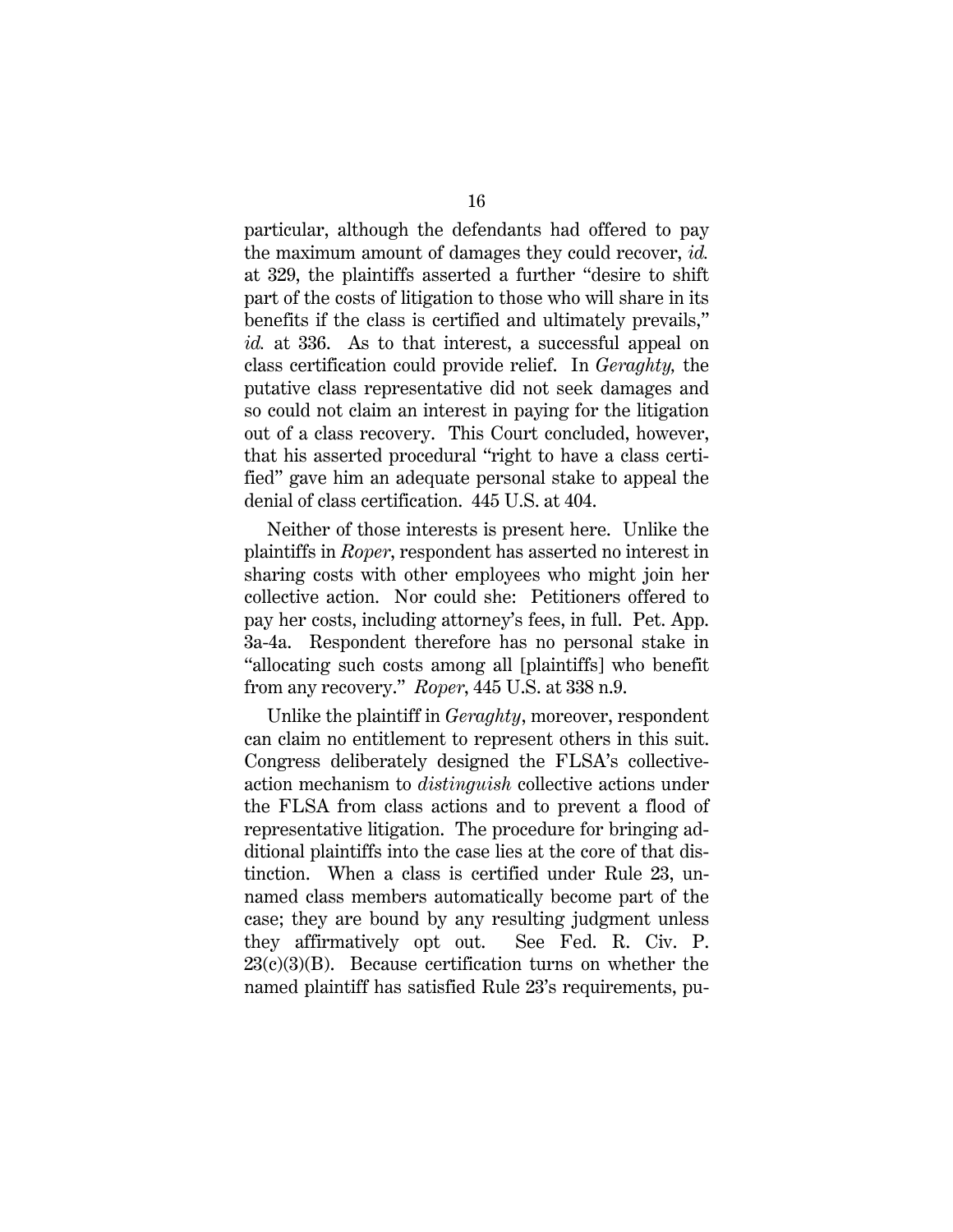particular, although the defendants had offered to pay the maximum amount of damages they could recover, *id.* at 329, the plaintiffs asserted a further "desire to shift part of the costs of litigation to those who will share in its benefits if the class is certified and ultimately prevails," *id.* at 336. As to that interest, a successful appeal on class certification could provide relief. In *Geraghty,* the putative class representative did not seek damages and so could not claim an interest in paying for the litigation out of a class recovery. This Court concluded, however, that his asserted procedural "right to have a class certified" gave him an adequate personal stake to appeal the denial of class certification. 445 U.S. at 404.

Neither of those interests is present here. Unlike the plaintiffs in *Roper*, respondent has asserted no interest in sharing costs with other employees who might join her collective action. Nor could she: Petitioners offered to pay her costs, including attorney's fees, in full. Pet. App. 3a-4a. Respondent therefore has no personal stake in "allocating such costs among all [plaintiffs] who benefit from any recovery." *Roper*, 445 U.S. at 338 n.9.

Unlike the plaintiff in *Geraghty*, moreover, respondent can claim no entitlement to represent others in this suit. Congress deliberately designed the FLSA's collective-action mechanism to *distinguish* collective actions under the FLSA from class actions and to prevent a flood of representative litigation. The procedure for bringing additional plaintiffs into the case lies at the core of that distinction. When a class is certified under Rule 23, unnamed class members automatically become part of the case; they are bound by any resulting judgment unless they affirmatively opt out. See Fed. R. Civ. P. 23(c)(3)(B). Because certification turns on whether the named plaintiff has satisfied Rule 23's requirements, pu-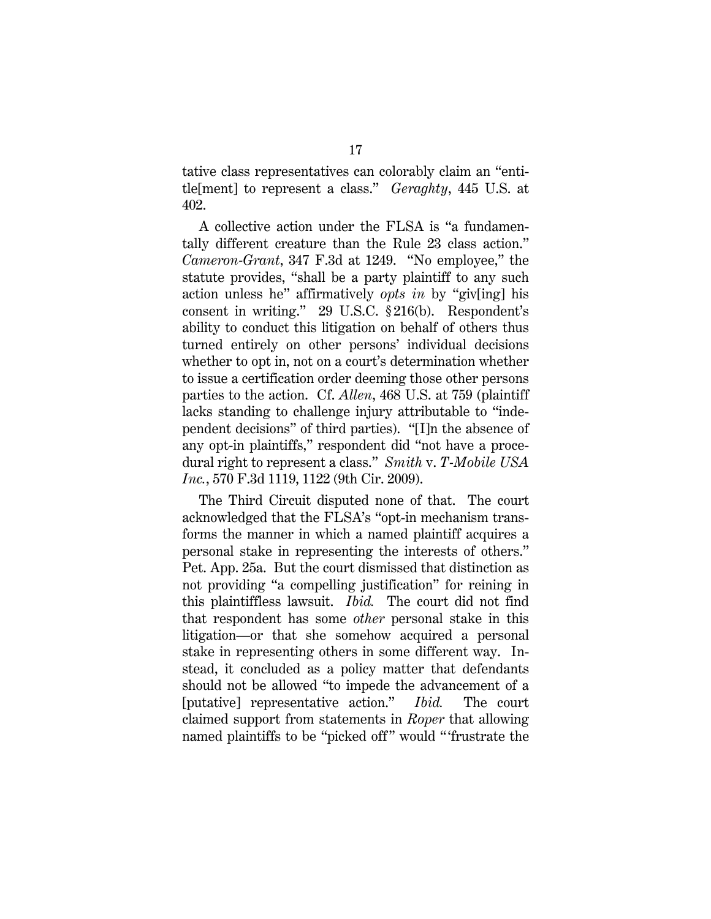tative class representatives can colorably claim an "entitle[ment] to represent a class." *Geraghty*, 445 U.S. at 402.

A collective action under the FLSA is "a fundamentally different creature than the Rule 23 class action." *Cameron-Grant*, 347 F.3d at 1249. "No employee," the statute provides, "shall be a party plaintiff to any such action unless he" affirmatively *opts in* by "giv[ing] his consent in writing." 29 U.S.C. § 216(b). Respondent's ability to conduct this litigation on behalf of others thus turned entirely on other persons' individual decisions whether to opt in, not on a court's determination whether to issue a certification order deeming those other persons parties to the action. Cf. *Allen*, 468 U.S. at 759 (plaintiff lacks standing to challenge injury attributable to "independent decisions" of third parties). "[I]n the absence of any opt-in plaintiffs," respondent did "not have a procedural right to represent a class." *Smith* v. *T-Mobile USA Inc.*, 570 F.3d 1119, 1122 (9th Cir. 2009).

The Third Circuit disputed none of that. The court acknowledged that the FLSA's "opt-in mechanism transforms the manner in which a named plaintiff acquires a personal stake in representing the interests of others." Pet. App. 25a. But the court dismissed that distinction as not providing "a compelling justification" for reining in this plaintiffless lawsuit. *Ibid.* The court did not find that respondent has some *other* personal stake in this litigation—or that she somehow acquired a personal stake in representing others in some different way. Instead, it concluded as a policy matter that defendants should not be allowed "to impede the advancement of a [putative] representative action." *Ibid.* The court claimed support from statements in *Roper* that allowing named plaintiffs to be "picked off" would "'frustrate the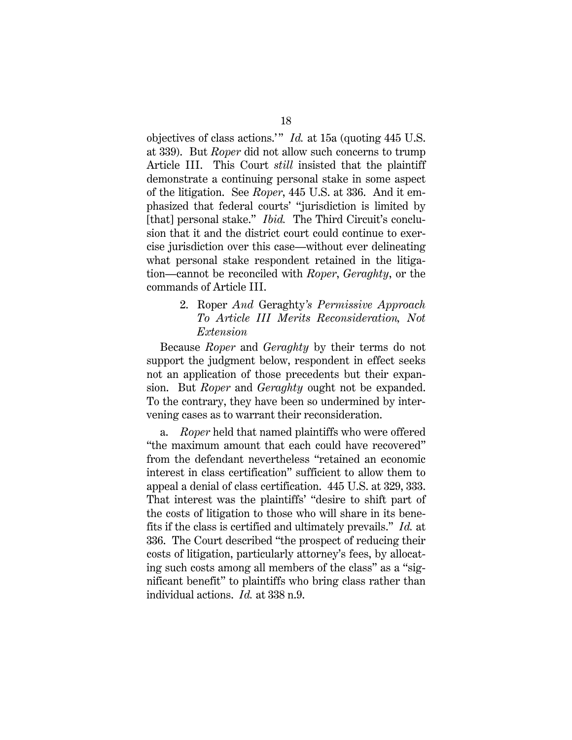objectives of class actions.'" *Id.* at 15a (quoting 445 U.S. at 339). But *Roper* did not allow such concerns to trump Article III. This Court *still* insisted that the plaintiff demonstrate a continuing personal stake in some aspect of the litigation. See *Roper*, 445 U.S. at 336. And it emphasized that federal courts' "jurisdiction is limited by [that] personal stake." *Ibid.* The Third Circuit's conclusion that it and the district court could continue to exercise jurisdiction over this case—without ever delineating what personal stake respondent retained in the litigation—cannot be reconciled with *Roper*, *Geraghty*, or the commands of Article III.

### 2. Roper *And* Geraghty*'s Permissive Approach To Article III Merits Reconsideration, Not Extension*

Because *Roper* and *Geraghty* by their terms do not support the judgment below, respondent in effect seeks not an application of those precedents but their expansion. But *Roper* and *Geraghty* ought not be expanded. To the contrary, they have been so undermined by intervening cases as to warrant their reconsideration.

a. *Roper* held that named plaintiffs who were offered "the maximum amount that each could have recovered" from the defendant nevertheless "retained an economic interest in class certification" sufficient to allow them to appeal a denial of class certification. 445 U.S. at 329, 333. That interest was the plaintiffs' "desire to shift part of the costs of litigation to those who will share in its benefits if the class is certified and ultimately prevails." *Id.* at 336. The Court described "the prospect of reducing their costs of litigation, particularly attorney's fees, by allocating such costs among all members of the class" as a "significant benefit" to plaintiffs who bring class rather than individual actions. *Id.* at 338 n.9.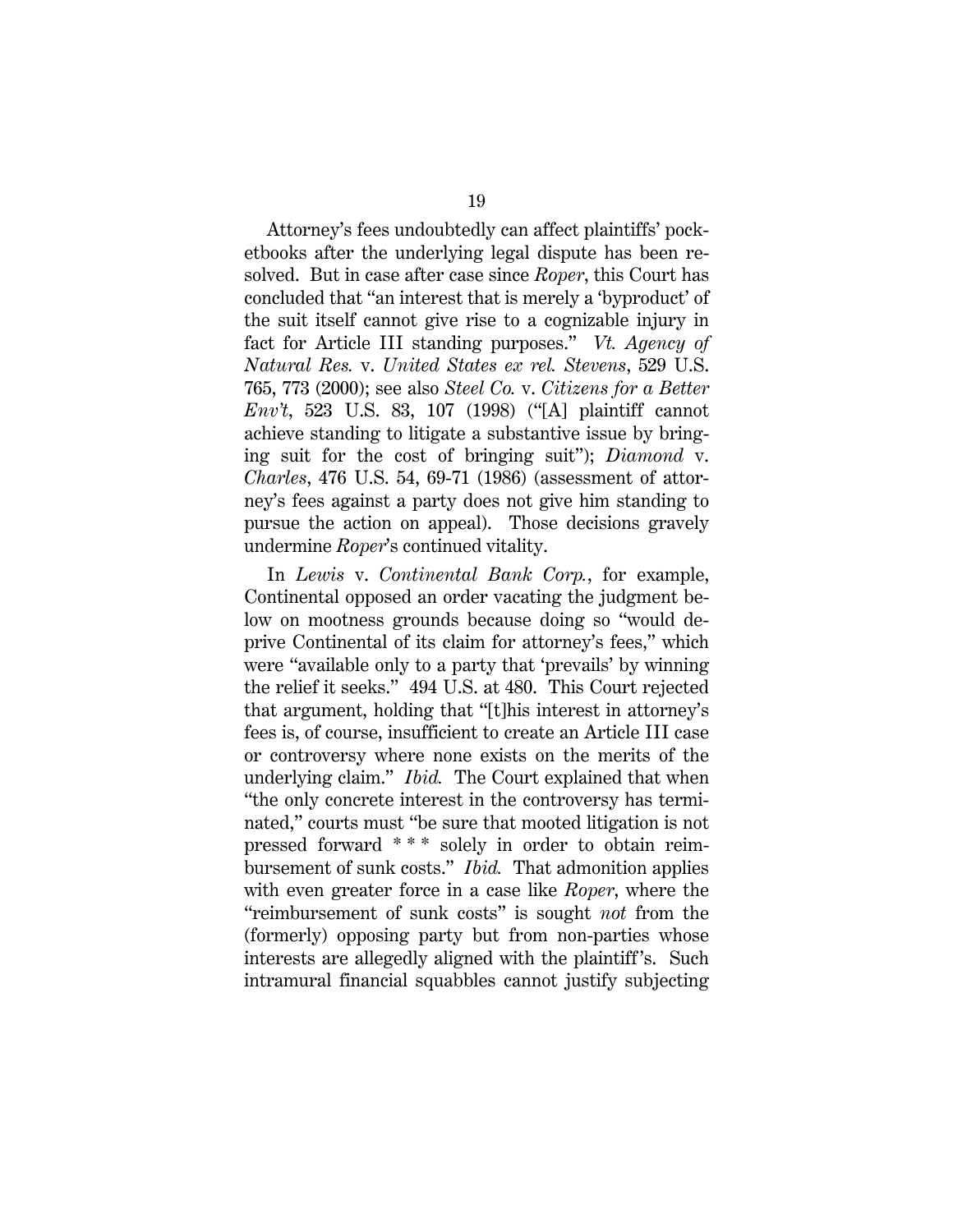Attorney's fees undoubtedly can affect plaintiffs' pocketbooks after the underlying legal dispute has been resolved. But in case after case since *Roper*, this Court has concluded that "an interest that is merely a 'byproduct' of the suit itself cannot give rise to a cognizable injury in fact for Article III standing purposes." *Vt. Agency of Natural Res.* v. *United States ex rel. Stevens*, 529 U.S. 765, 773 (2000); see also *Steel Co.* v. *Citizens for a Better Env't*, 523 U.S. 83, 107 (1998) ("[A] plaintiff cannot achieve standing to litigate a substantive issue by bringing suit for the cost of bringing suit"); *Diamond* v. *Charles*, 476 U.S. 54, 69-71 (1986) (assessment of attorney's fees against a party does not give him standing to pursue the action on appeal). Those decisions gravely undermine *Roper*'s continued vitality.

In *Lewis* v. *Continental Bank Corp.*, for example, Continental opposed an order vacating the judgment below on mootness grounds because doing so "would deprive Continental of its claim for attorney's fees," which were "available only to a party that 'prevails' by winning the relief it seeks." 494 U.S. at 480. This Court rejected that argument, holding that "[t]his interest in attorney's fees is, of course, insufficient to create an Article III case or controversy where none exists on the merits of the underlying claim." *Ibid.* The Court explained that when "the only concrete interest in the controversy has terminated," courts must "be sure that mooted litigation is not pressed forward * * * solely in order to obtain reimbursement of sunk costs." *Ibid.* That admonition applies with even greater force in a case like *Roper*, where the "reimbursement of sunk costs" is sought *not* from the (formerly) opposing party but from non-parties whose interests are allegedly aligned with the plaintiff's. Such intramural financial squabbles cannot justify subjecting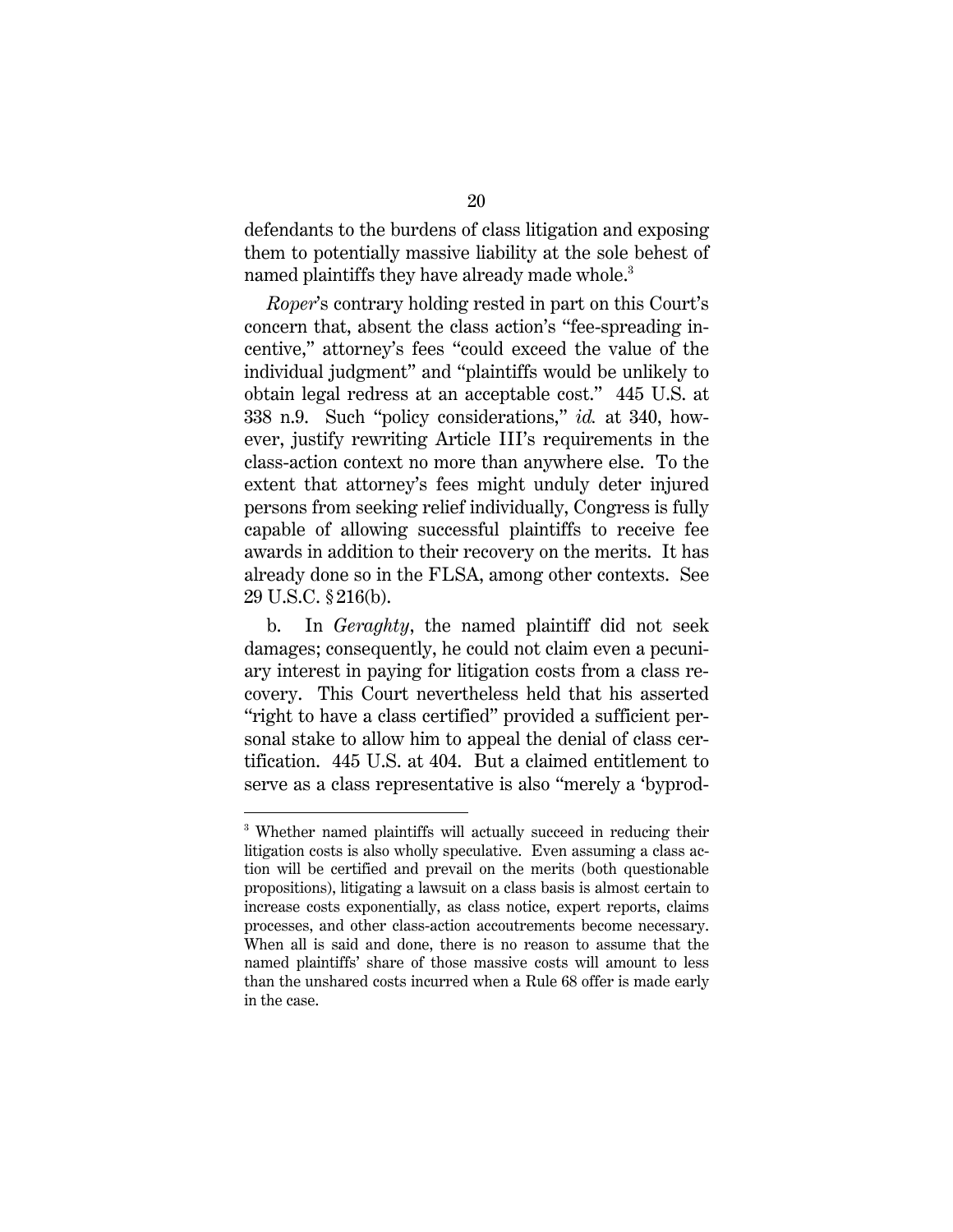defendants to the burdens of class litigation and exposing them to potentially massive liability at the sole behest of named plaintiffs they have already made whole.[3]

*Roper*'s contrary holding rested in part on this Court's concern that, absent the class action's "fee-spreading incentive," attorney's fees "could exceed the value of the individual judgment" and "plaintiffs would be unlikely to obtain legal redress at an acceptable cost." 445 U.S. at 338 n.9. Such "policy considerations," *id.* at 340, however, justify rewriting Article III's requirements in the class-action context no more than anywhere else. To the extent that attorney's fees might unduly deter injured persons from seeking relief individually, Congress is fully capable of allowing successful plaintiffs to receive fee awards in addition to their recovery on the merits. It has already done so in the FLSA, among other contexts. See 29 U.S.C. § 216(b).

b. In *Geraghty*, the named plaintiff did not seek damages; consequently, he could not claim even a pecuniary interest in paying for litigation costs from a class recovery. This Court nevertheless held that his asserted "right to have a class certified" provided a sufficient personal stake to allow him to appeal the denial of class certification. 445 U.S. at 404. But a claimed entitlement to serve as a class representative is also "merely a 'byprod-

[3] Whether named plaintiffs will actually succeed in reducing their litigation costs is also wholly speculative. Even assuming a class action will be certified and prevail on the merits (both questionable propositions), litigating a lawsuit on a class basis is almost certain to increase costs exponentially, as class notice, expert reports, claims processes, and other class-action accoutrements become necessary. When all is said and done, there is no reason to assume that the named plaintiffs' share of those massive costs will amount to less than the unshared costs incurred when a Rule 68 offer is made early in the case.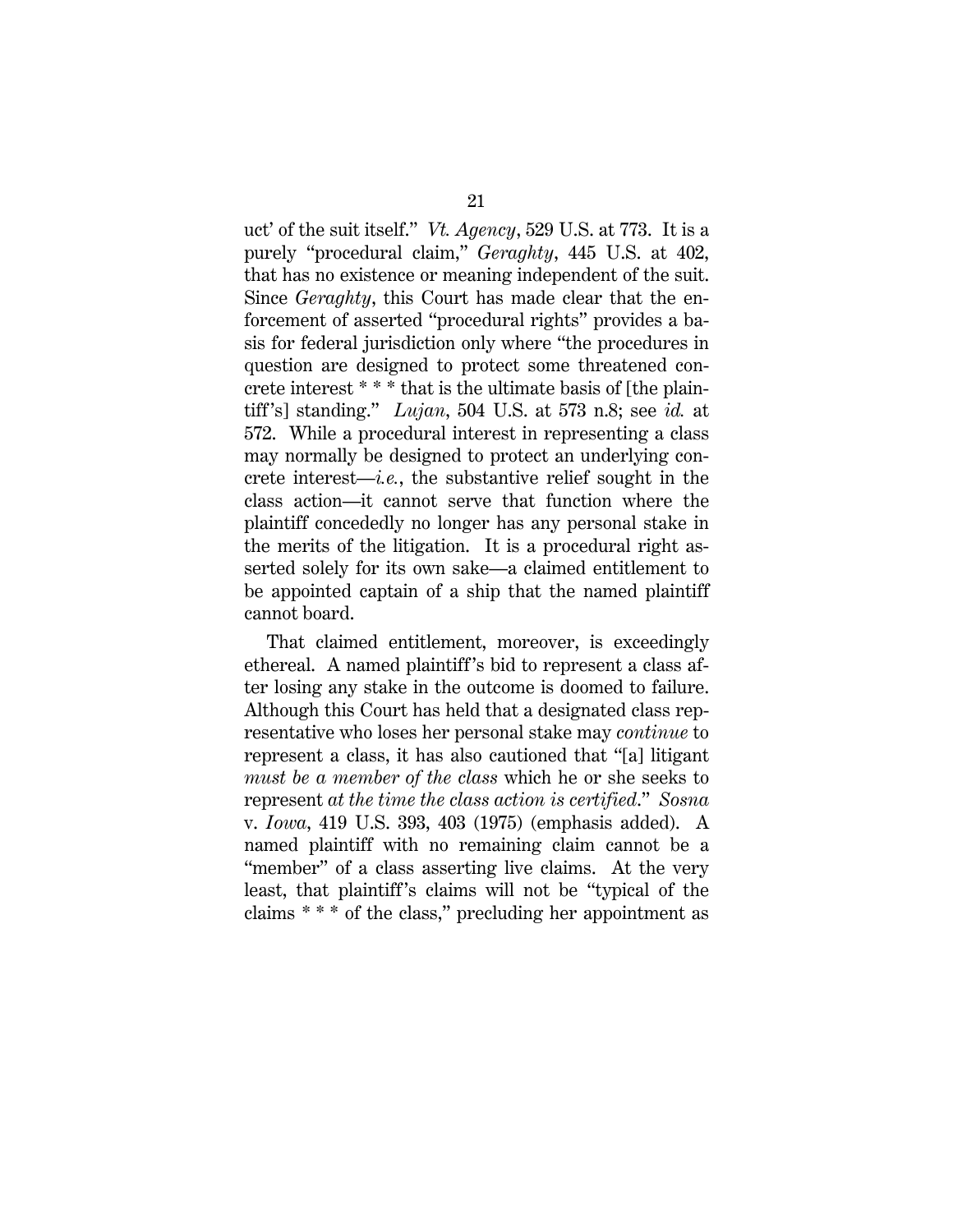uct' of the suit itself." *Vt. Agency*, 529 U.S. at 773. It is a purely "procedural claim," *Geraghty*, 445 U.S. at 402, that has no existence or meaning independent of the suit. Since *Geraghty*, this Court has made clear that the enforcement of asserted "procedural rights" provides a basis for federal jurisdiction only where "the procedures in question are designed to protect some threatened concrete interest * * * that is the ultimate basis of [the plaintiff's] standing." *Lujan*, 504 U.S. at 573 n.8; see *id.* at 572. While a procedural interest in representing a class may normally be designed to protect an underlying concrete interest—*i.e.*, the substantive relief sought in the class action—it cannot serve that function where the plaintiff concededly no longer has any personal stake in the merits of the litigation. It is a procedural right asserted solely for its own sake—a claimed entitlement to be appointed captain of a ship that the named plaintiff cannot board.

That claimed entitlement, moreover, is exceedingly ethereal. A named plaintiff's bid to represent a class after losing any stake in the outcome is doomed to failure. Although this Court has held that a designated class representative who loses her personal stake may *continue* to represent a class, it has also cautioned that "[a] litigant *must be a member of the class* which he or she seeks to represent *at the time the class action is certified*." *Sosna* v. *Iowa*, 419 U.S. 393, 403 (1975) (emphasis added). A named plaintiff with no remaining claim cannot be a "member" of a class asserting live claims. At the very least, that plaintiff's claims will not be "typical of the claims * * * of the class," precluding her appointment as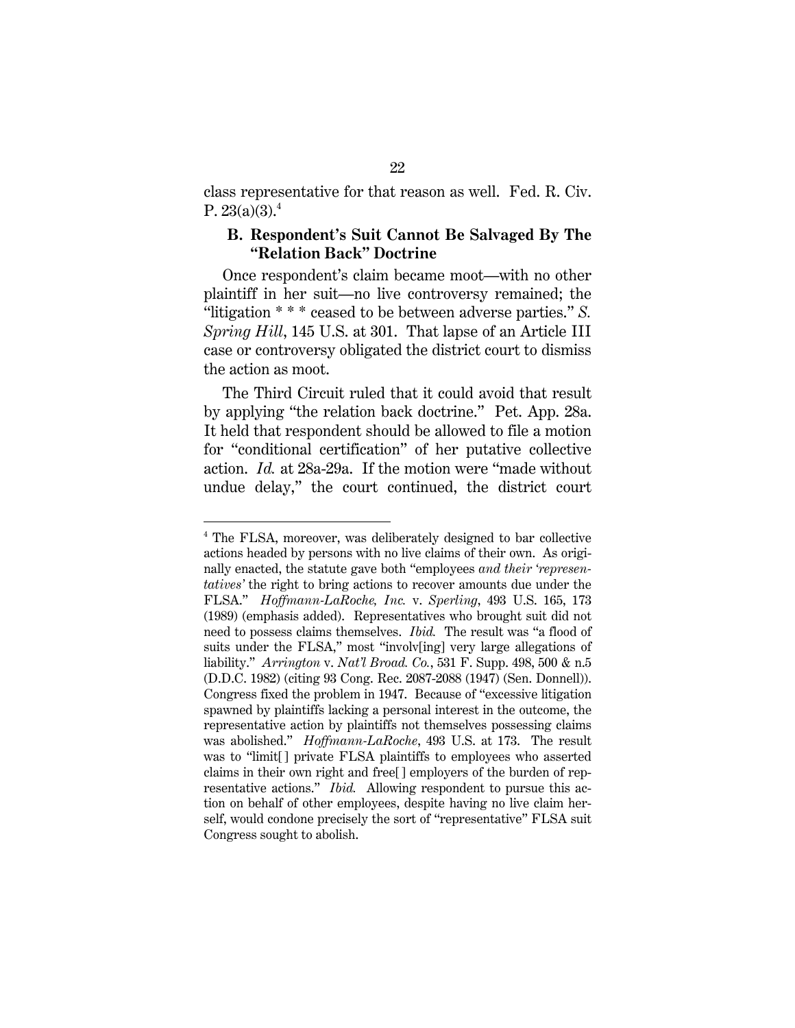class representative for that reason as well. Fed. R. Civ. P. 23(a)(3).[4]

### B. Respondent's Suit Cannot Be Salvaged By The "Relation Back" Doctrine

Once respondent's claim became moot—with no other plaintiff in her suit—no live controversy remained; the "litigation * * * ceased to be between adverse parties." *S. Spring Hill*, 145 U.S. at 301. That lapse of an Article III case or controversy obligated the district court to dismiss the action as moot.

The Third Circuit ruled that it could avoid that result by applying "the relation back doctrine." Pet. App. 28a. It held that respondent should be allowed to file a motion for "conditional certification" of her putative collective action. *Id.* at 28a-29a. If the motion were "made without undue delay," the court continued, the district court

---

[4] The FLSA, moreover, was deliberately designed to bar collective actions headed by persons with no live claims of their own. As originally enacted, the statute gave both "employees *and their 'representatives'* the right to bring actions to recover amounts due under the FLSA." *Hoffmann-LaRoche, Inc.* v. *Sperling*, 493 U.S. 165, 173 (1989) (emphasis added). Representatives who brought suit did not need to possess claims themselves. *Ibid.* The result was "a flood of suits under the FLSA," most "involv[ing] very large allegations of liability." *Arrington* v. *Nat'l Broad. Co.*, 531 F. Supp. 498, 500 & n.5 (D.D.C. 1982) (citing 93 Cong. Rec. 2087-2088 (1947) (Sen. Donnell)). Congress fixed the problem in 1947. Because of "excessive litigation spawned by plaintiffs lacking a personal interest in the outcome, the representative action by plaintiffs not themselves possessing claims was abolished." *Hoffmann-LaRoche*, 493 U.S. at 173. The result was to "limit[ ] private FLSA plaintiffs to employees who asserted claims in their own right and free[ ] employers of the burden of representative actions." *Ibid.* Allowing respondent to pursue this action on behalf of other employees, despite having no live claim herself, would condone precisely the sort of "representative" FLSA suit Congress sought to abolish.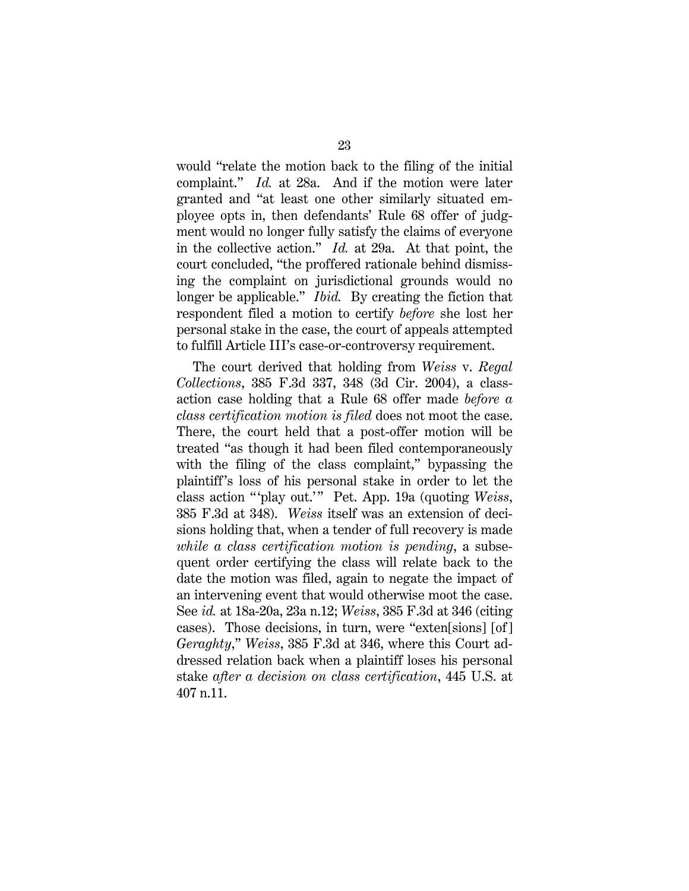would "relate the motion back to the filing of the initial complaint." *Id.* at 28a. And if the motion were later granted and "at least one other similarly situated employee opts in, then defendants' Rule 68 offer of judgment would no longer fully satisfy the claims of everyone in the collective action." *Id.* at 29a. At that point, the court concluded, "the proffered rationale behind dismissing the complaint on jurisdictional grounds would no longer be applicable." *Ibid.* By creating the fiction that respondent filed a motion to certify *before* she lost her personal stake in the case, the court of appeals attempted to fulfill Article III's case-or-controversy requirement.

The court derived that holding from *Weiss* v. *Regal Collections*, 385 F.3d 337, 348 (3d Cir. 2004), a class-action case holding that a Rule 68 offer made *before a class certification motion is filed* does not moot the case. There, the court held that a post-offer motion will be treated "as though it had been filed contemporaneously with the filing of the class complaint," bypassing the plaintiff's loss of his personal stake in order to let the class action "'play out.'" Pet. App. 19a (quoting *Weiss*, 385 F.3d at 348). *Weiss* itself was an extension of decisions holding that, when a tender of full recovery is made *while a class certification motion is pending*, a subsequent order certifying the class will relate back to the date the motion was filed, again to negate the impact of an intervening event that would otherwise moot the case. See *id.* at 18a-20a, 23a n.12; *Weiss*, 385 F.3d at 346 (citing cases). Those decisions, in turn, were "exten[sions] [of] *Geraghty*," *Weiss*, 385 F.3d at 346, where this Court addressed relation back when a plaintiff loses his personal stake *after a decision on class certification*, 445 U.S. at 407 n.11.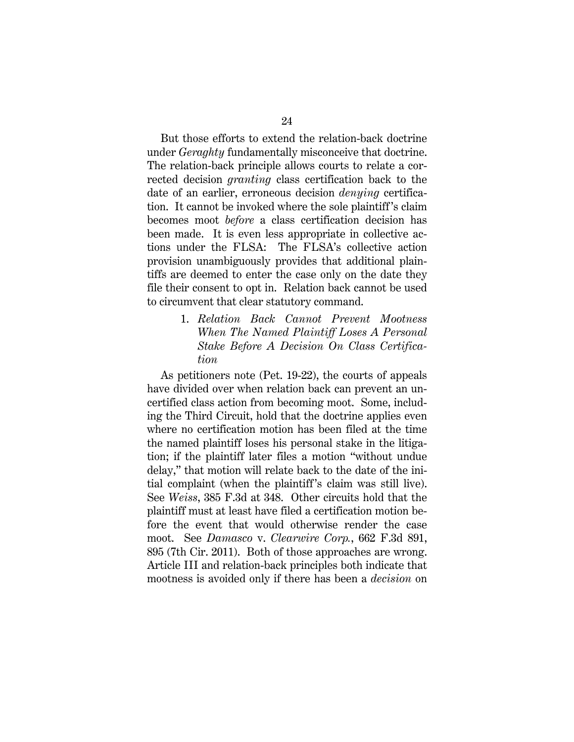But those efforts to extend the relation-back doctrine under *Geraghty* fundamentally misconceive that doctrine. The relation-back principle allows courts to relate a corrected decision *granting* class certification back to the date of an earlier, erroneous decision *denying* certification. It cannot be invoked where the sole plaintiff's claim becomes moot *before* a class certification decision has been made. It is even less appropriate in collective actions under the FLSA: The FLSA's collective action provision unambiguously provides that additional plaintiffs are deemed to enter the case only on the date they file their consent to opt in. Relation back cannot be used to circumvent that clear statutory command.

### 1. *Relation Back Cannot Prevent Mootness When The Named Plaintiff Loses A Personal Stake Before A Decision On Class Certification*

As petitioners note (Pet. 19-22), the courts of appeals have divided over when relation back can prevent an uncertified class action from becoming moot. Some, including the Third Circuit, hold that the doctrine applies even where no certification motion has been filed at the time the named plaintiff loses his personal stake in the litigation; if the plaintiff later files a motion "without undue delay," that motion will relate back to the date of the initial complaint (when the plaintiff's claim was still live). See *Weiss*, 385 F.3d at 348. Other circuits hold that the plaintiff must at least have filed a certification motion before the event that would otherwise render the case moot. See *Damasco* v. *Clearwire Corp.*, 662 F.3d 891, 895 (7th Cir. 2011). Both of those approaches are wrong. Article III and relation-back principles both indicate that mootness is avoided only if there has been a *decision* on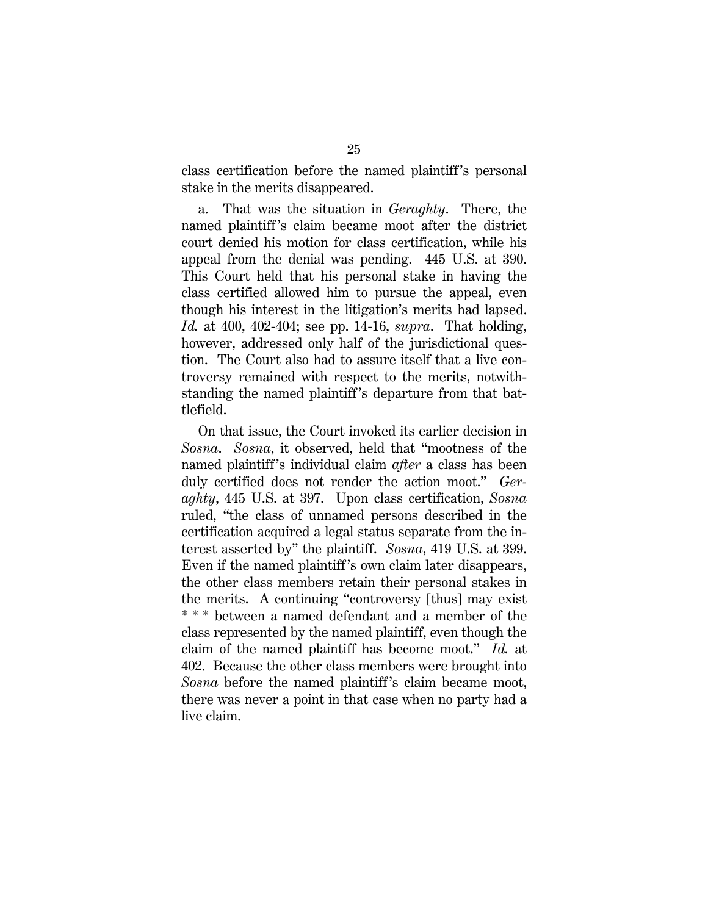class certification before the named plaintiff's personal stake in the merits disappeared.

a. That was the situation in *Geraghty*. There, the named plaintiff's claim became moot after the district court denied his motion for class certification, while his appeal from the denial was pending. 445 U.S. at 390. This Court held that his personal stake in having the class certified allowed him to pursue the appeal, even though his interest in the litigation's merits had lapsed. *Id.* at 400, 402-404; see pp. 14-16, *supra*. That holding, however, addressed only half of the jurisdictional question. The Court also had to assure itself that a live controversy remained with respect to the merits, notwithstanding the named plaintiff's departure from that battlefield.

On that issue, the Court invoked its earlier decision in *Sosna*. *Sosna*, it observed, held that "mootness of the named plaintiff's individual claim *after* a class has been duly certified does not render the action moot." *Geraghty*, 445 U.S. at 397. Upon class certification, *Sosna* ruled, "the class of unnamed persons described in the certification acquired a legal status separate from the interest asserted by" the plaintiff. *Sosna*, 419 U.S. at 399. Even if the named plaintiff's own claim later disappears, the other class members retain their personal stakes in the merits. A continuing "controversy [thus] may exist * * * between a named defendant and a member of the class represented by the named plaintiff, even though the claim of the named plaintiff has become moot." *Id.* at 402. Because the other class members were brought into *Sosna* before the named plaintiff's claim became moot, there was never a point in that case when no party had a live claim.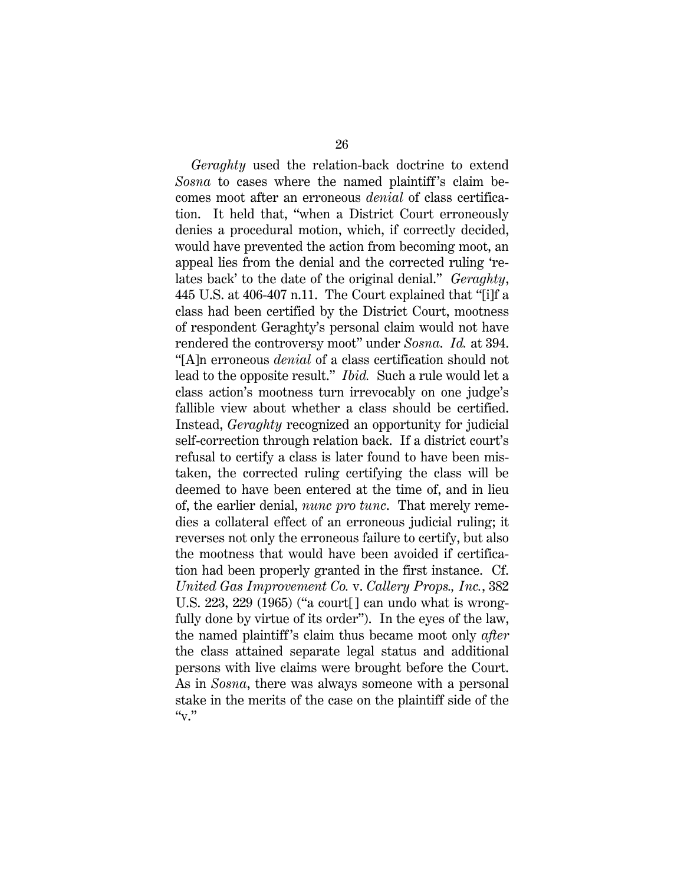*Geraghty* used the relation-back doctrine to extend *Sosna* to cases where the named plaintiff's claim becomes moot after an erroneous *denial* of class certification. It held that, "when a District Court erroneously denies a procedural motion, which, if correctly decided, would have prevented the action from becoming moot, an appeal lies from the denial and the corrected ruling 'relates back' to the date of the original denial." *Geraghty*, 445 U.S. at 406-407 n.11. The Court explained that "[i]f a class had been certified by the District Court, mootness of respondent Geraghty's personal claim would not have rendered the controversy moot" under *Sosna*. *Id.* at 394. "[A]n erroneous *denial* of a class certification should not lead to the opposite result." *Ibid.* Such a rule would let a class action's mootness turn irrevocably on one judge's fallible view about whether a class should be certified. Instead, *Geraghty* recognized an opportunity for judicial self-correction through relation back. If a district court's refusal to certify a class is later found to have been mistaken, the corrected ruling certifying the class will be deemed to have been entered at the time of, and in lieu of, the earlier denial, *nunc pro tunc*. That merely remedies a collateral effect of an erroneous judicial ruling; it reverses not only the erroneous failure to certify, but also the mootness that would have been avoided if certification had been properly granted in the first instance. Cf. *United Gas Improvement Co.* v. *Callery Props., Inc.*, 382 U.S. 223, 229 (1965) ("a court[ ] can undo what is wrongfully done by virtue of its order"). In the eyes of the law, the named plaintiff's claim thus became moot only *after* the class attained separate legal status and additional persons with live claims were brought before the Court. As in *Sosna*, there was always someone with a personal stake in the merits of the case on the plaintiff side of the "v."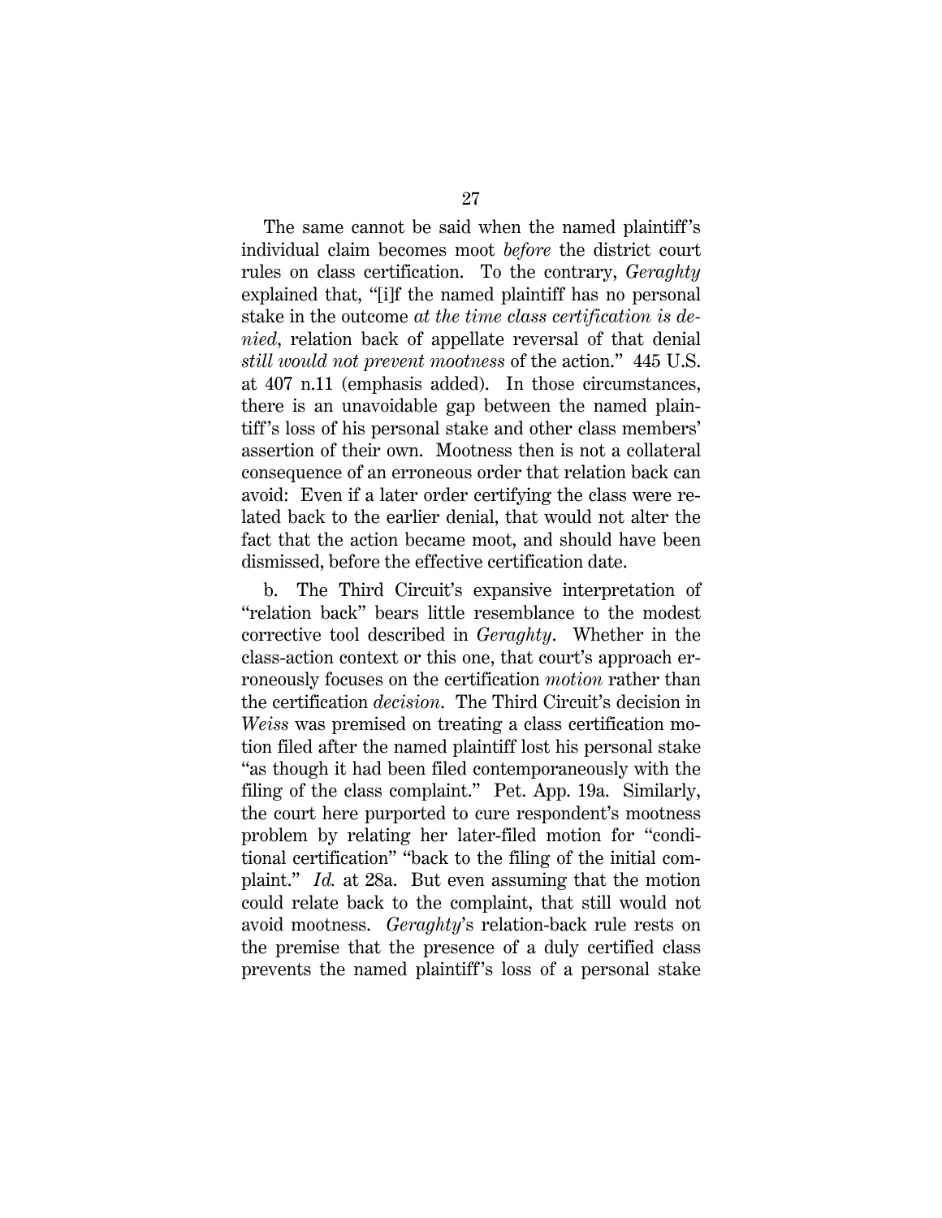The same cannot be said when the named plaintiff's individual claim becomes moot *before* the district court rules on class certification. To the contrary, *Geraghty* explained that, "[i]f the named plaintiff has no personal stake in the outcome *at the time class certification is denied*, relation back of appellate reversal of that denial *still would not prevent mootness* of the action." 445 U.S. at 407 n.11 (emphasis added). In those circumstances, there is an unavoidable gap between the named plaintiff's loss of his personal stake and other class members' assertion of their own. Mootness then is not a collateral consequence of an erroneous order that relation back can avoid: Even if a later order certifying the class were related back to the earlier denial, that would not alter the fact that the action became moot, and should have been dismissed, before the effective certification date.

b. The Third Circuit's expansive interpretation of "relation back" bears little resemblance to the modest corrective tool described in *Geraghty*. Whether in the class-action context or this one, that court's approach erroneously focuses on the certification *motion* rather than the certification *decision*. The Third Circuit's decision in *Weiss* was premised on treating a class certification motion filed after the named plaintiff lost his personal stake "as though it had been filed contemporaneously with the filing of the class complaint." Pet. App. 19a. Similarly, the court here purported to cure respondent's mootness problem by relating her later-filed motion for "conditional certification" "back to the filing of the initial complaint." *Id.* at 28a. But even assuming that the motion could relate back to the complaint, that still would not avoid mootness. *Geraghty*'s relation-back rule rests on the premise that the presence of a duly certified class prevents the named plaintiff's loss of a personal stake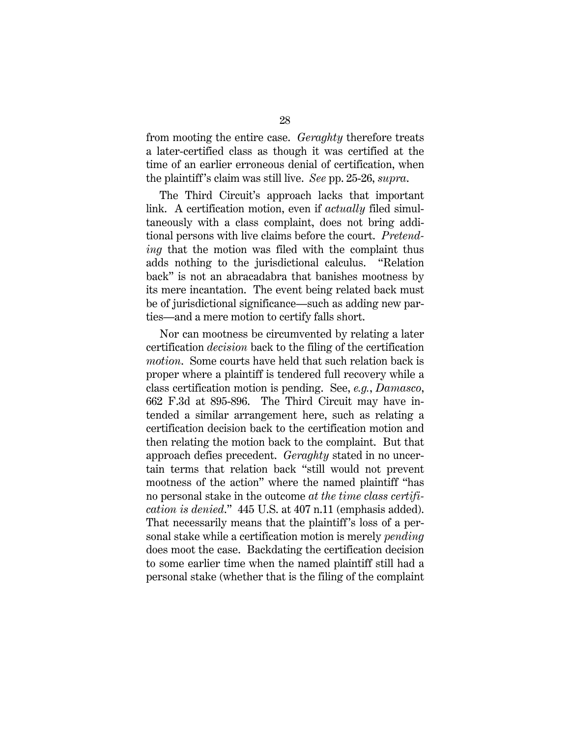from mooting the entire case. *Geraghty* therefore treats a later-certified class as though it was certified at the time of an earlier erroneous denial of certification, when the plaintiff's claim was still live. *See* pp. 25-26, *supra*.

The Third Circuit's approach lacks that important link. A certification motion, even if *actually* filed simultaneously with a class complaint, does not bring additional persons with live claims before the court. *Pretending* that the motion was filed with the complaint thus adds nothing to the jurisdictional calculus. "Relation back" is not an abracadabra that banishes mootness by its mere incantation. The event being related back must be of jurisdictional significance—such as adding new parties—and a mere motion to certify falls short.

Nor can mootness be circumvented by relating a later certification *decision* back to the filing of the certification *motion*. Some courts have held that such relation back is proper where a plaintiff is tendered full recovery while a class certification motion is pending. See, *e.g.*, *Damasco*, 662 F.3d at 895-896. The Third Circuit may have intended a similar arrangement here, such as relating a certification decision back to the certification motion and then relating the motion back to the complaint. But that approach defies precedent. *Geraghty* stated in no uncertain terms that relation back "still would not prevent mootness of the action" where the named plaintiff "has no personal stake in the outcome *at the time class certification is denied*." 445 U.S. at 407 n.11 (emphasis added). That necessarily means that the plaintiff's loss of a personal stake while a certification motion is merely *pending* does moot the case. Backdating the certification decision to some earlier time when the named plaintiff still had a personal stake (whether that is the filing of the complaint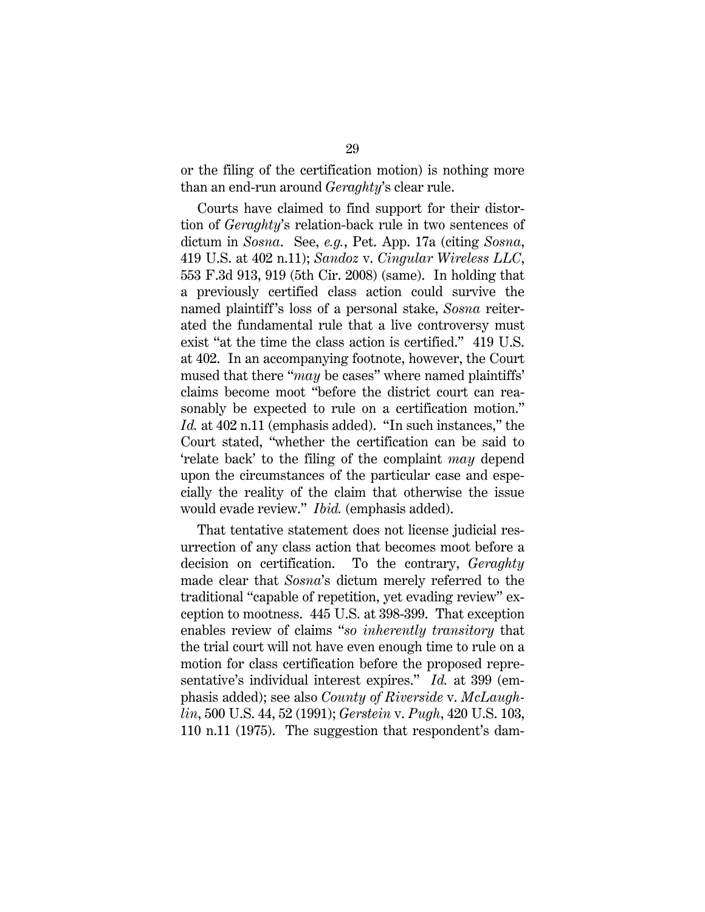or the filing of the certification motion) is nothing more than an end-run around *Geraghty*'s clear rule.

Courts have claimed to find support for their distortion of *Geraghty*'s relation-back rule in two sentences of dictum in *Sosna*. See, *e.g.*, Pet. App. 17a (citing *Sosna*, 419 U.S. at 402 n.11); *Sandoz* v. *Cingular Wireless LLC*, 553 F.3d 913, 919 (5th Cir. 2008) (same). In holding that a previously certified class action could survive the named plaintiff's loss of a personal stake, *Sosna* reiterated the fundamental rule that a live controversy must exist "at the time the class action is certified." 419 U.S. at 402. In an accompanying footnote, however, the Court mused that there "*may* be cases" where named plaintiffs' claims become moot "before the district court can reasonably be expected to rule on a certification motion." *Id.* at 402 n.11 (emphasis added). "In such instances," the Court stated, "whether the certification can be said to 'relate back' to the filing of the complaint *may* depend upon the circumstances of the particular case and especially the reality of the claim that otherwise the issue would evade review." *Ibid.* (emphasis added).

That tentative statement does not license judicial resurrection of any class action that becomes moot before a decision on certification. To the contrary, *Geraghty* made clear that *Sosna*'s dictum merely referred to the traditional "capable of repetition, yet evading review" exception to mootness. 445 U.S. at 398-399. That exception enables review of claims "*so inherently transitory* that the trial court will not have even enough time to rule on a motion for class certification before the proposed representative's individual interest expires." *Id.* at 399 (emphasis added); see also *County of Riverside* v. *McLaughlin*, 500 U.S. 44, 52 (1991); *Gerstein* v. *Pugh*, 420 U.S. 103, 110 n.11 (1975). The suggestion that respondent's dam-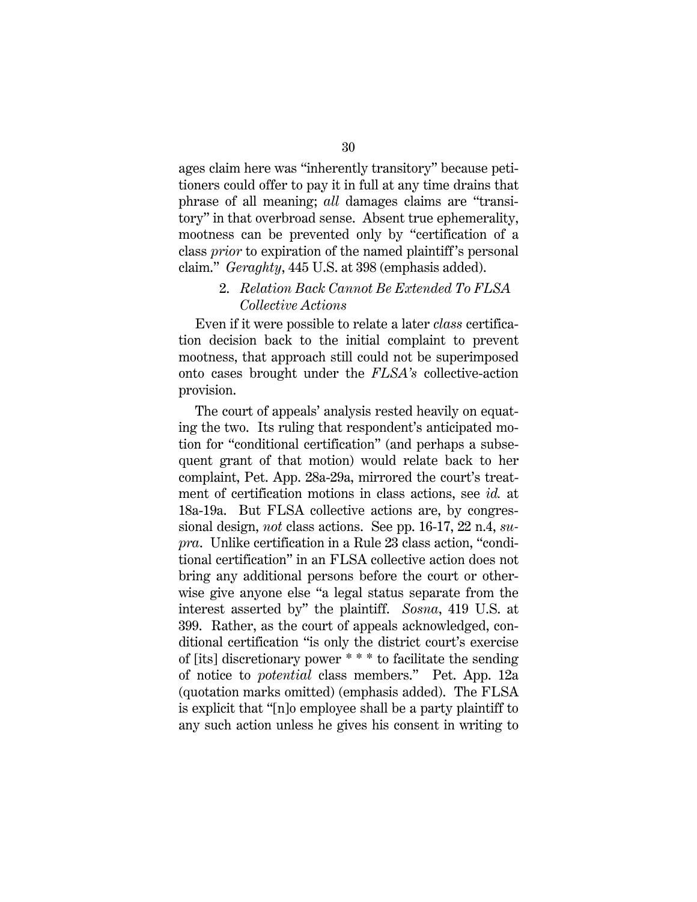ages claim here was "inherently transitory" because petitioners could offer to pay it in full at any time drains that phrase of all meaning; *all* damages claims are "transitory" in that overbroad sense. Absent true ephemerality, mootness can be prevented only by "certification of a class *prior* to expiration of the named plaintiff's personal claim." *Geraghty*, 445 U.S. at 398 (emphasis added).

2. *Relation Back Cannot Be Extended To FLSA Collective Actions*

Even if it were possible to relate a later *class* certification decision back to the initial complaint to prevent mootness, that approach still could not be superimposed onto cases brought under the *FLSA's* collective-action provision.

The court of appeals' analysis rested heavily on equating the two. Its ruling that respondent's anticipated motion for "conditional certification" (and perhaps a subsequent grant of that motion) would relate back to her complaint, Pet. App. 28a-29a, mirrored the court's treatment of certification motions in class actions, see *id.* at 18a-19a. But FLSA collective actions are, by congressional design, *not* class actions. See pp. 16-17, 22 n.4, *supra*. Unlike certification in a Rule 23 class action, "conditional certification" in an FLSA collective action does not bring any additional persons before the court or otherwise give anyone else "a legal status separate from the interest asserted by" the plaintiff. *Sosna*, 419 U.S. at 399. Rather, as the court of appeals acknowledged, conditional certification "is only the district court's exercise of [its] discretionary power * * * to facilitate the sending of notice to *potential* class members." Pet. App. 12a (quotation marks omitted) (emphasis added). The FLSA is explicit that "[n]o employee shall be a party plaintiff to any such action unless he gives his consent in writing to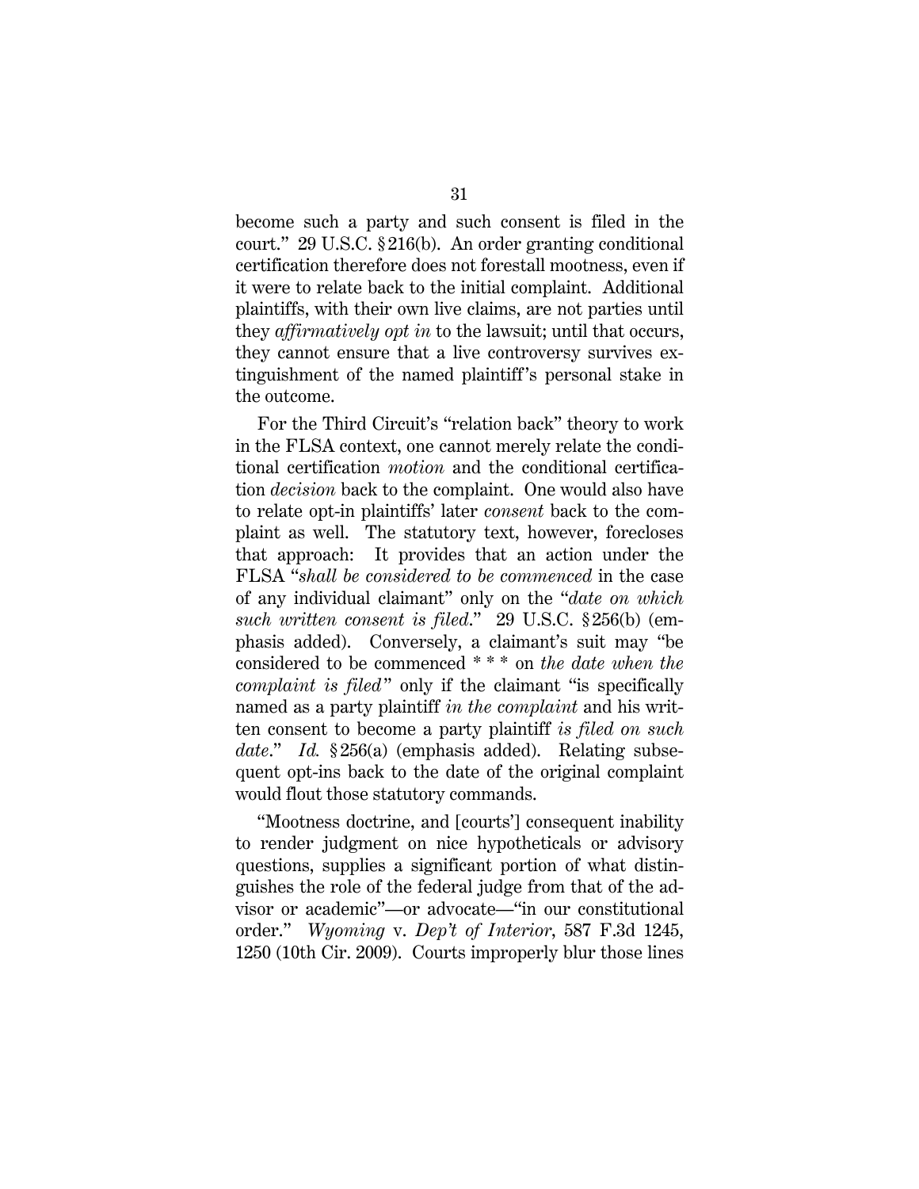become such a party and such consent is filed in the court." 29 U.S.C. § 216(b). An order granting conditional certification therefore does not forestall mootness, even if it were to relate back to the initial complaint. Additional plaintiffs, with their own live claims, are not parties until they *affirmatively opt in* to the lawsuit; until that occurs, they cannot ensure that a live controversy survives extinguishment of the named plaintiff's personal stake in the outcome.

For the Third Circuit's "relation back" theory to work in the FLSA context, one cannot merely relate the conditional certification *motion* and the conditional certification *decision* back to the complaint. One would also have to relate opt-in plaintiffs' later *consent* back to the complaint as well. The statutory text, however, forecloses that approach: It provides that an action under the FLSA "*shall be considered to be commenced* in the case of any individual claimant" only on the "*date on which such written consent is filed*." 29 U.S.C. § 256(b) (emphasis added). Conversely, a claimant's suit may "be considered to be commenced * * * on *the date when the complaint is filed*" only if the claimant "is specifically named as a party plaintiff *in the complaint* and his written consent to become a party plaintiff *is filed on such date*." *Id.* § 256(a) (emphasis added). Relating subsequent opt-ins back to the date of the original complaint would flout those statutory commands.

"Mootness doctrine, and [courts'] consequent inability to render judgment on nice hypotheticals or advisory questions, supplies a significant portion of what distinguishes the role of the federal judge from that of the advisor or academic"—or advocate—"in our constitutional order." *Wyoming* v. *Dep't of Interior*, 587 F.3d 1245, 1250 (10th Cir. 2009). Courts improperly blur those lines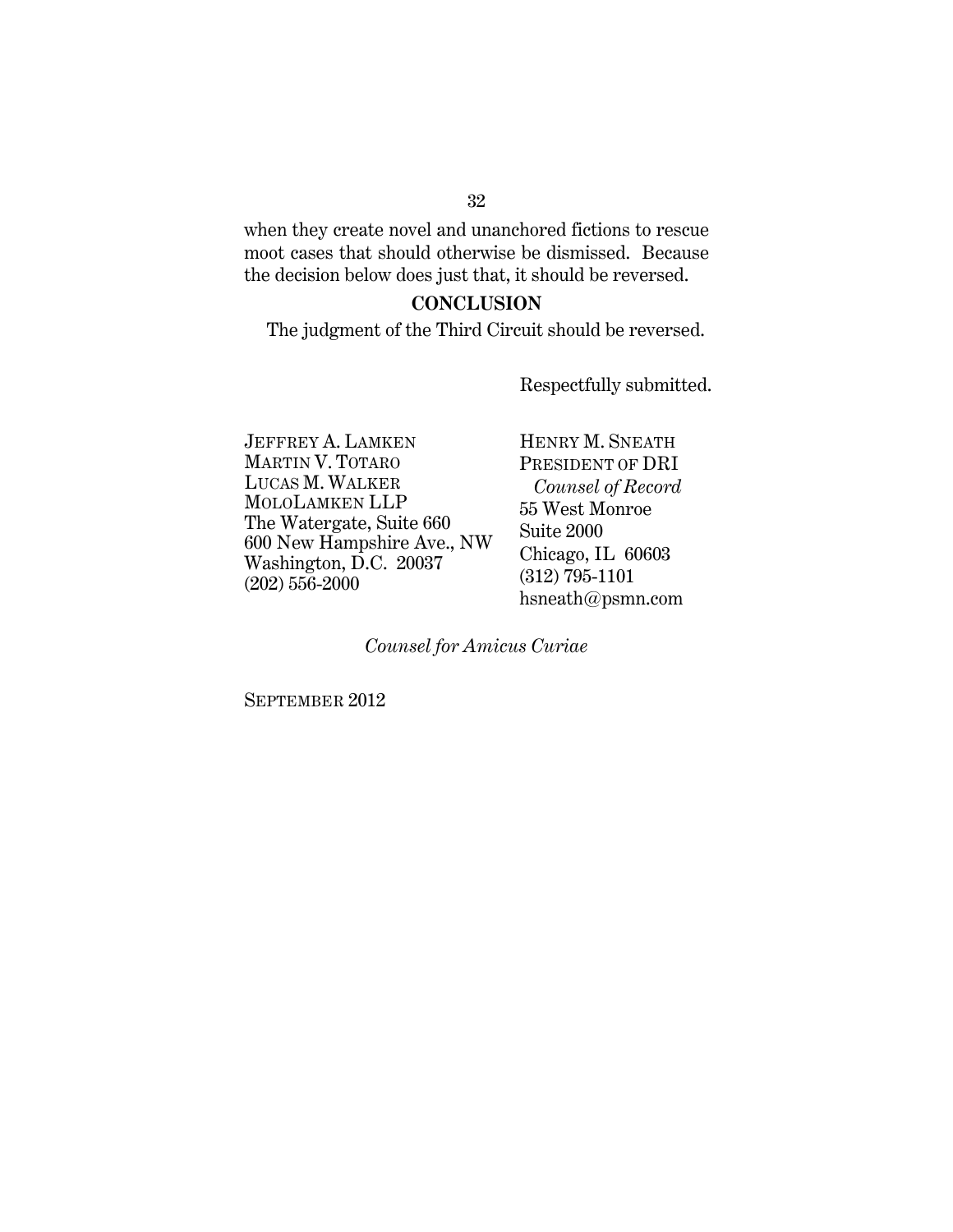when they create novel and unanchored fictions to rescue moot cases that should otherwise be dismissed. Because the decision below does just that, it should be reversed.

## CONCLUSION

The judgment of the Third Circuit should be reversed.

Respectfully submitted.

JEFFREY A. LAMKEN
MARTIN V. TOTARO
LUCAS M. WALKER
MOLOLAMKEN LLP
The Watergate, Suite 660
600 New Hampshire Ave., NW
Washington, D.C. 20037
(202) 556-2000

HENRY M. SNEATH
PRESIDENT OF DRI
*Counsel of Record*
55 West Monroe
Suite 2000
Chicago, IL 60603
(312) 795-1101
hsneath@psmn.com

*Counsel for Amicus Curiae*

SEPTEMBER 2012